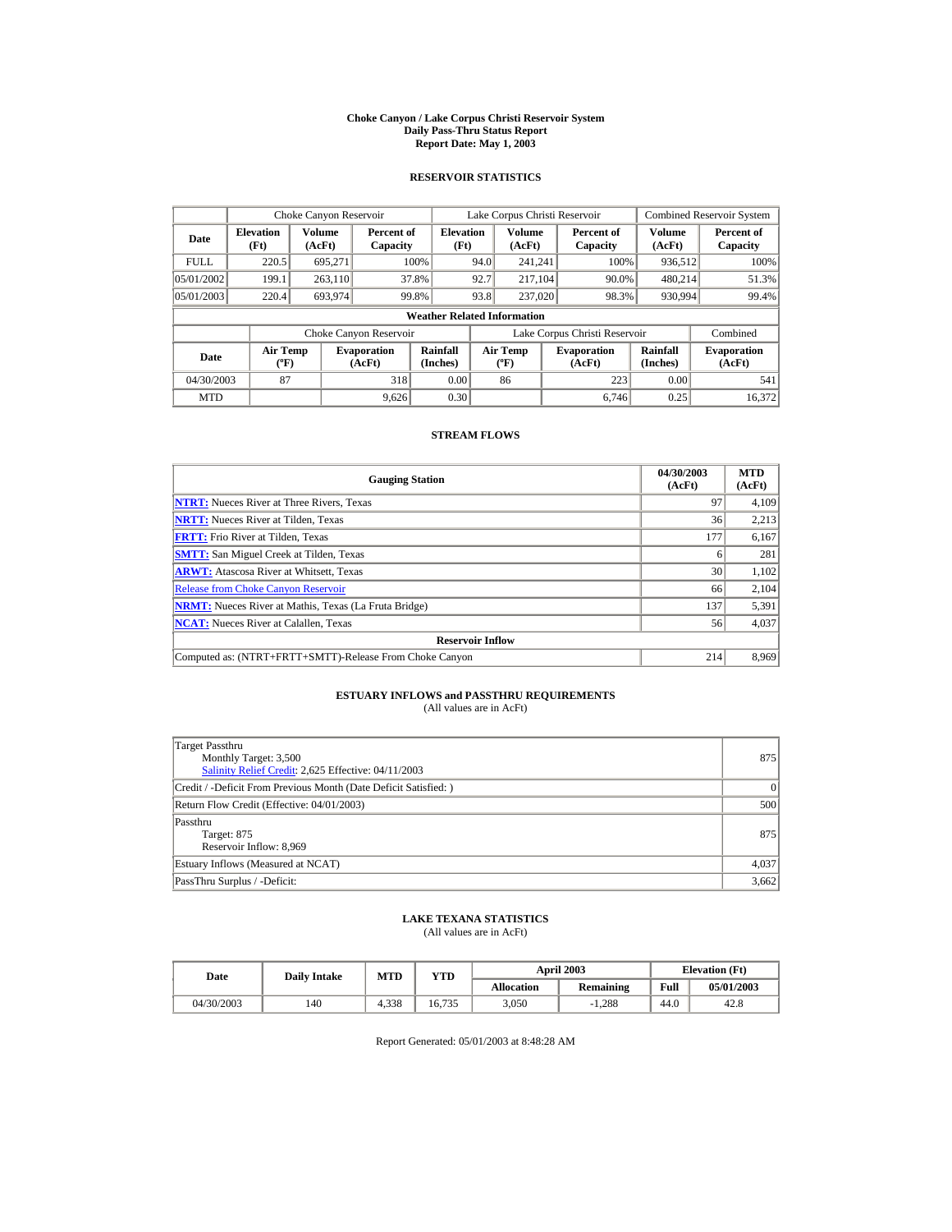# Choke Canyon / Lake Corpus Christi Reservoir System
## Daily Pass-Thru Status Report
### Report Date: May 1, 2003

## RESERVOIR STATISTICS

| Date | Choke Canyon Reservoir | | | Lake Corpus Christi Reservoir | | | Combined Reservoir System | |
|---|---|---|---|---|---|---|---|---|
| | Elevation (Ft) | Volume (AcFt) | Percent of Capacity | Elevation (Ft) | Volume (AcFt) | Percent of Capacity | Volume (AcFt) | Percent of Capacity |
| FULL | 220.5 | 695,271 | 100% | 94.0 | 241,241 | 100% | 936,512 | 100% |
| 05/01/2002 | 199.1 | 263,110 | 37.8% | 92.7 | 217,104 | 90.0% | 480,214 | 51.3% |
| 05/01/2003 | 220.4 | 693,974 | 99.8% | 93.8 | 237,020 | 98.3% | 930,994 | 99.4% |

**Weather Related Information**

| Date | Choke Canyon Reservoir | | | Lake Corpus Christi Reservoir | | | Combined |
|---|---|---|---|---|---|---|---|
| | Air Temp (ºF) | Evaporation (AcFt) | Rainfall (Inches) | Air Temp (ºF) | Evaporation (AcFt) | Rainfall (Inches) | Evaporation (AcFt) |
| 04/30/2003 | 87 | 318 | 0.00 | 86 | 223 | 0.00 | 541 |
| MTD | | 9,626 | 0.30 | | 6,746 | 0.25 | 16,372 |

## STREAM FLOWS

| Gauging Station | 04/30/2003 (AcFt) | MTD (AcFt) |
|---|---|---|
| NTRT: Nueces River at Three Rivers, Texas | 97 | 4,109 |
| NRTT: Nueces River at Tilden, Texas | 36 | 2,213 |
| FRTT: Frio River at Tilden, Texas | 177 | 6,167 |
| SMTT: San Miguel Creek at Tilden, Texas | 6 | 281 |
| ARWT: Atascosa River at Whitsett, Texas | 30 | 1,102 |
| Release from Choke Canyon Reservoir | 66 | 2,104 |
| NRMT: Nueces River at Mathis, Texas (La Fruta Bridge) | 137 | 5,391 |
| NCAT: Nueces River at Calallen, Texas | 56 | 4,037 |
| **Reservoir Inflow** | | |
| Computed as: (NTRT+FRTT+SMTT)-Release From Choke Canyon | 214 | 8,969 |

## ESTUARY INFLOWS and PASSTHRU REQUIREMENTS
(All values are in AcFt)

| | |
|---|---|
| Target Passthru<br>Monthly Target: 3,500<br>Salinity Relief Credit: 2,625 Effective: 04/11/2003 | 875 |
| Credit / -Deficit From Previous Month (Date Deficit Satisfied: ) | 0 |
| Return Flow Credit (Effective: 04/01/2003) | 500 |
| Passthru<br>Target: 875<br>Reservoir Inflow: 8,969 | 875 |
| Estuary Inflows (Measured at NCAT) | 4,037 |
| PassThru Surplus / -Deficit: | 3,662 |

## LAKE TEXANA STATISTICS
(All values are in AcFt)

| Date | Daily Intake | MTD | YTD | April 2003 | | Elevation (Ft) | |
|---|---|---|---|---|---|---|---|
| | | | | Allocation | Remaining | Full | 05/01/2003 |
| 04/30/2003 | 140 | 4,338 | 16,735 | 3,050 | -1,288 | 44.0 | 42.8 |

Report Generated: 05/01/2003 at 8:48:28 AM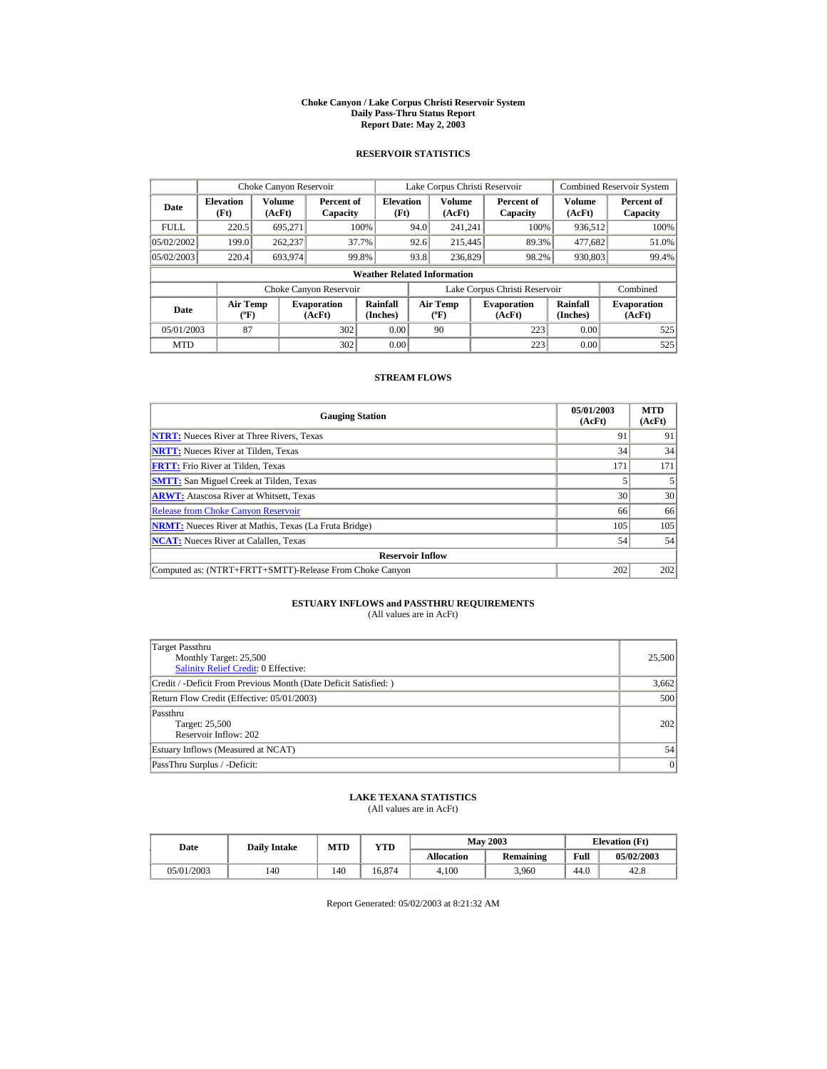# Choke Canyon / Lake Corpus Christi Reservoir System
## Daily Pass-Thru Status Report
## Report Date: May 2, 2003

### RESERVOIR STATISTICS

| | Choke Canyon Reservoir | | | Lake Corpus Christi Reservoir | | | Combined Reservoir System | |
|---|---|---|---|---|---|---|---|---|
| Date | Elevation (Ft) | Volume (AcFt) | Percent of Capacity | Elevation (Ft) | Volume (AcFt) | Percent of Capacity | Volume (AcFt) | Percent of Capacity |
| FULL | 220.5 | 695,271 | 100% | 94.0 | 241,241 | 100% | 936,512 | 100% |
| 05/02/2002 | 199.0 | 262,237 | 37.7% | 92.6 | 215,445 | 89.3% | 477,682 | 51.0% |
| 05/02/2003 | 220.4 | 693,974 | 99.8% | 93.8 | 236,829 | 98.2% | 930,803 | 99.4% |

**Weather Related Information**

| | Choke Canyon Reservoir | | | Lake Corpus Christi Reservoir | | | Combined |
|---|---|---|---|---|---|---|---|
| Date | Air Temp (ºF) | Evaporation (AcFt) | Rainfall (Inches) | Air Temp (ºF) | Evaporation (AcFt) | Rainfall (Inches) | Evaporation (AcFt) |
| 05/01/2003 | 87 | 302 | 0.00 | 90 | 223 | 0.00 | 525 |
| MTD | | 302 | 0.00 | | 223 | 0.00 | 525 |

### STREAM FLOWS

| Gauging Station | 05/01/2003 (AcFt) | MTD (AcFt) |
|---|---|---|
| NTRT: Nueces River at Three Rivers, Texas | 91 | 91 |
| NRTT: Nueces River at Tilden, Texas | 34 | 34 |
| FRTT: Frio River at Tilden, Texas | 171 | 171 |
| SMTT: San Miguel Creek at Tilden, Texas | 5 | 5 |
| ARWT: Atascosa River at Whitsett, Texas | 30 | 30 |
| Release from Choke Canyon Reservoir | 66 | 66 |
| NRMT: Nueces River at Mathis, Texas (La Fruta Bridge) | 105 | 105 |
| NCAT: Nueces River at Calallen, Texas | 54 | 54 |
| **Reservoir Inflow** | | |
| Computed as: (NTRT+FRTT+SMTT)-Release From Choke Canyon | 202 | 202 |

### ESTUARY INFLOWS and PASSTHRU REQUIREMENTS
(All values are in AcFt)

| | |
|---|---|
| Target Passthru<br>Monthly Target: 25,500<br>Salinity Relief Credit: 0 Effective: | 25,500 |
| Credit / -Deficit From Previous Month (Date Deficit Satisfied: ) | 3,662 |
| Return Flow Credit (Effective: 05/01/2003) | 500 |
| Passthru<br>Target: 25,500<br>Reservoir Inflow: 202 | 202 |
| Estuary Inflows (Measured at NCAT) | 54 |
| PassThru Surplus / -Deficit: | 0 |

### LAKE TEXANA STATISTICS
(All values are in AcFt)

| Date | Daily Intake | MTD | YTD | May 2003 | | Elevation (Ft) | |
|---|---|---|---|---|---|---|---|
| | | | | Allocation | Remaining | Full | 05/02/2003 |
| 05/01/2003 | 140 | 140 | 16,874 | 4,100 | 3,960 | 44.0 | 42.8 |

Report Generated: 05/02/2003 at 8:21:32 AM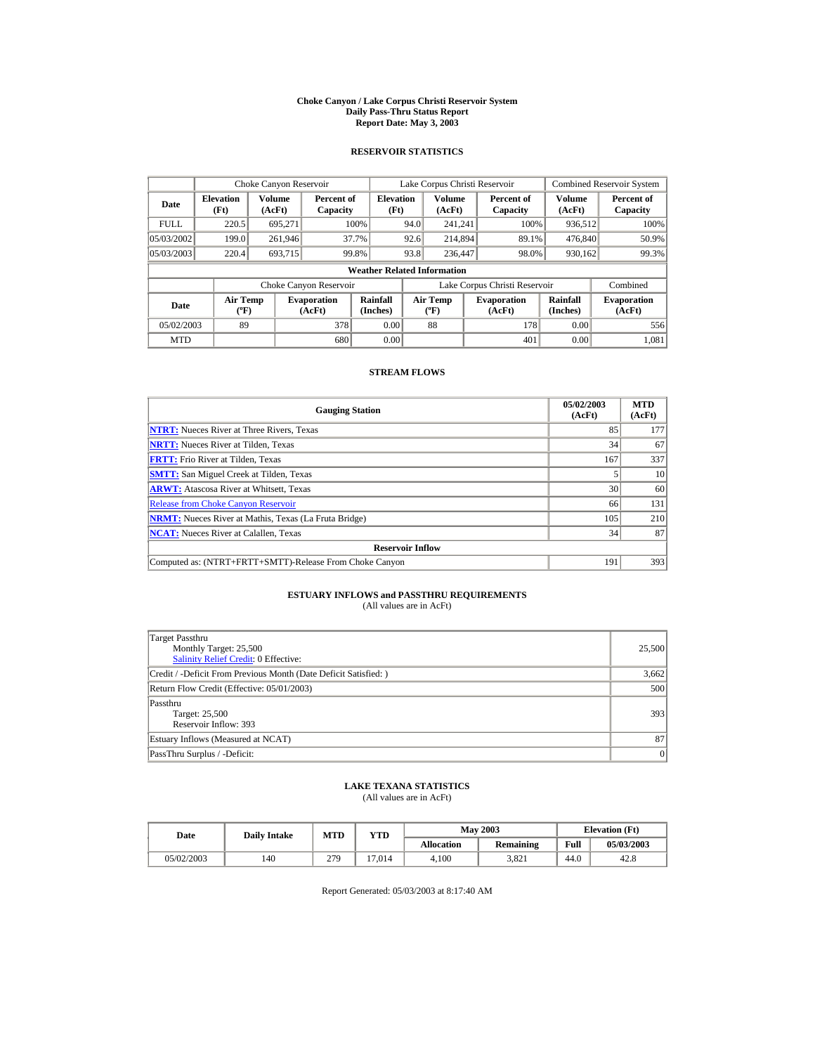# Choke Canyon / Lake Corpus Christi Reservoir System
## Daily Pass-Thru Status Report
### Report Date: May 3, 2003

## RESERVOIR STATISTICS

| Date | Choke Canyon Reservoir | | | Lake Corpus Christi Reservoir | | | Combined Reservoir System | |
|---|---|---|---|---|---|---|---|---|
| | Elevation (Ft) | Volume (AcFt) | Percent of Capacity | Elevation (Ft) | Volume (AcFt) | Percent of Capacity | Volume (AcFt) | Percent of Capacity |
| FULL | 220.5 | 695,271 | 100% | 94.0 | 241,241 | 100% | 936,512 | 100% |
| 05/03/2002 | 199.0 | 261,946 | 37.7% | 92.6 | 214,894 | 89.1% | 476,840 | 50.9% |
| 05/03/2003 | 220.4 | 693,715 | 99.8% | 93.8 | 236,447 | 98.0% | 930,162 | 99.3% |

**Weather Related Information**

| Date | Choke Canyon Reservoir | | | Lake Corpus Christi Reservoir | | | Combined |
|---|---|---|---|---|---|---|---|
| | Air Temp (ºF) | Evaporation (AcFt) | Rainfall (Inches) | Air Temp (ºF) | Evaporation (AcFt) | Rainfall (Inches) | Evaporation (AcFt) |
| 05/02/2003 | 89 | 378 | 0.00 | 88 | 178 | 0.00 | 556 |
| MTD | | 680 | 0.00 | | 401 | 0.00 | 1,081 |

## STREAM FLOWS

| Gauging Station | 05/02/2003 (AcFt) | MTD (AcFt) |
|---|---|---|
| NTRT: Nueces River at Three Rivers, Texas | 85 | 177 |
| NRTT: Nueces River at Tilden, Texas | 34 | 67 |
| FRTT: Frio River at Tilden, Texas | 167 | 337 |
| SMTT: San Miguel Creek at Tilden, Texas | 5 | 10 |
| ARWT: Atascosa River at Whitsett, Texas | 30 | 60 |
| Release from Choke Canyon Reservoir | 66 | 131 |
| NRMT: Nueces River at Mathis, Texas (La Fruta Bridge) | 105 | 210 |
| NCAT: Nueces River at Calallen, Texas | 34 | 87 |
| **Reservoir Inflow** | | |
| Computed as: (NTRT+FRTT+SMTT)-Release From Choke Canyon | 191 | 393 |

## ESTUARY INFLOWS and PASSTHRU REQUIREMENTS
(All values are in AcFt)

| | |
|---|---|
| Target Passthru<br>Monthly Target: 25,500<br>Salinity Relief Credit: 0 Effective: | 25,500 |
| Credit / -Deficit From Previous Month (Date Deficit Satisfied: ) | 3,662 |
| Return Flow Credit (Effective: 05/01/2003) | 500 |
| Passthru<br>Target: 25,500<br>Reservoir Inflow: 393 | 393 |
| Estuary Inflows (Measured at NCAT) | 87 |
| PassThru Surplus / -Deficit: | 0 |

## LAKE TEXANA STATISTICS
(All values are in AcFt)

| Date | Daily Intake | MTD | YTD | May 2003 | | Elevation (Ft) | |
|---|---|---|---|---|---|---|---|
| | | | | Allocation | Remaining | Full | 05/03/2003 |
| 05/02/2003 | 140 | 279 | 17,014 | 4,100 | 3,821 | 44.0 | 42.8 |

Report Generated: 05/03/2003 at 8:17:40 AM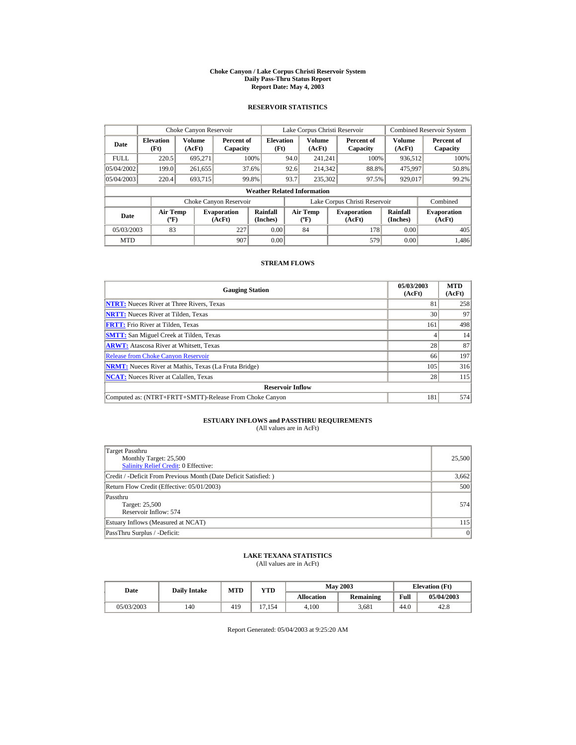# Choke Canyon / Lake Corpus Christi Reservoir System
## Daily Pass-Thru Status Report
### Report Date: May 4, 2003

## RESERVOIR STATISTICS

| | Choke Canyon Reservoir | | | Lake Corpus Christi Reservoir | | | Combined Reservoir System | |
|---|---|---|---|---|---|---|---|---|
| Date | Elevation (Ft) | Volume (AcFt) | Percent of Capacity | Elevation (Ft) | Volume (AcFt) | Percent of Capacity | Volume (AcFt) | Percent of Capacity |
| FULL | 220.5 | 695,271 | 100% | 94.0 | 241,241 | 100% | 936,512 | 100% |
| 05/04/2002 | 199.0 | 261,655 | 37.6% | 92.6 | 214,342 | 88.8% | 475,997 | 50.8% |
| 05/04/2003 | 220.4 | 693,715 | 99.8% | 93.7 | 235,302 | 97.5% | 929,017 | 99.2% |

**Weather Related Information**

| | Choke Canyon Reservoir | | | Lake Corpus Christi Reservoir | | | Combined |
|---|---|---|---|---|---|---|---|
| Date | Air Temp (ºF) | Evaporation (AcFt) | Rainfall (Inches) | Air Temp (ºF) | Evaporation (AcFt) | Rainfall (Inches) | Evaporation (AcFt) |
| 05/03/2003 | 83 | 227 | 0.00 | 84 | 178 | 0.00 | 405 |
| MTD | | 907 | 0.00 | | 579 | 0.00 | 1,486 |

## STREAM FLOWS

| Gauging Station | 05/03/2003 (AcFt) | MTD (AcFt) |
|---|---|---|
| NTRT: Nueces River at Three Rivers, Texas | 81 | 258 |
| NRTT: Nueces River at Tilden, Texas | 30 | 97 |
| FRTT: Frio River at Tilden, Texas | 161 | 498 |
| SMTT: San Miguel Creek at Tilden, Texas | 4 | 14 |
| ARWT: Atascosa River at Whitsett, Texas | 28 | 87 |
| Release from Choke Canyon Reservoir | 66 | 197 |
| NRMT: Nueces River at Mathis, Texas (La Fruta Bridge) | 105 | 316 |
| NCAT: Nueces River at Calallen, Texas | 28 | 115 |
| **Reservoir Inflow** | | |
| Computed as: (NTRT+FRTT+SMTT)-Release From Choke Canyon | 181 | 574 |

## ESTUARY INFLOWS and PASSTHRU REQUIREMENTS
(All values are in AcFt)

| | |
|---|---|
| Target Passthru<br>Monthly Target: 25,500<br>Salinity Relief Credit: 0 Effective: | 25,500 |
| Credit / -Deficit From Previous Month (Date Deficit Satisfied: ) | 3,662 |
| Return Flow Credit (Effective: 05/01/2003) | 500 |
| Passthru<br>Target: 25,500<br>Reservoir Inflow: 574 | 574 |
| Estuary Inflows (Measured at NCAT) | 115 |
| PassThru Surplus / -Deficit: | 0 |

## LAKE TEXANA STATISTICS
(All values are in AcFt)

| Date | Daily Intake | MTD | YTD | May 2003 | | Elevation (Ft) | |
|---|---|---|---|---|---|---|---|
| | | | | Allocation | Remaining | Full | 05/04/2003 |
| 05/03/2003 | 140 | 419 | 17,154 | 4,100 | 3,681 | 44.0 | 42.8 |

Report Generated: 05/04/2003 at 9:25:20 AM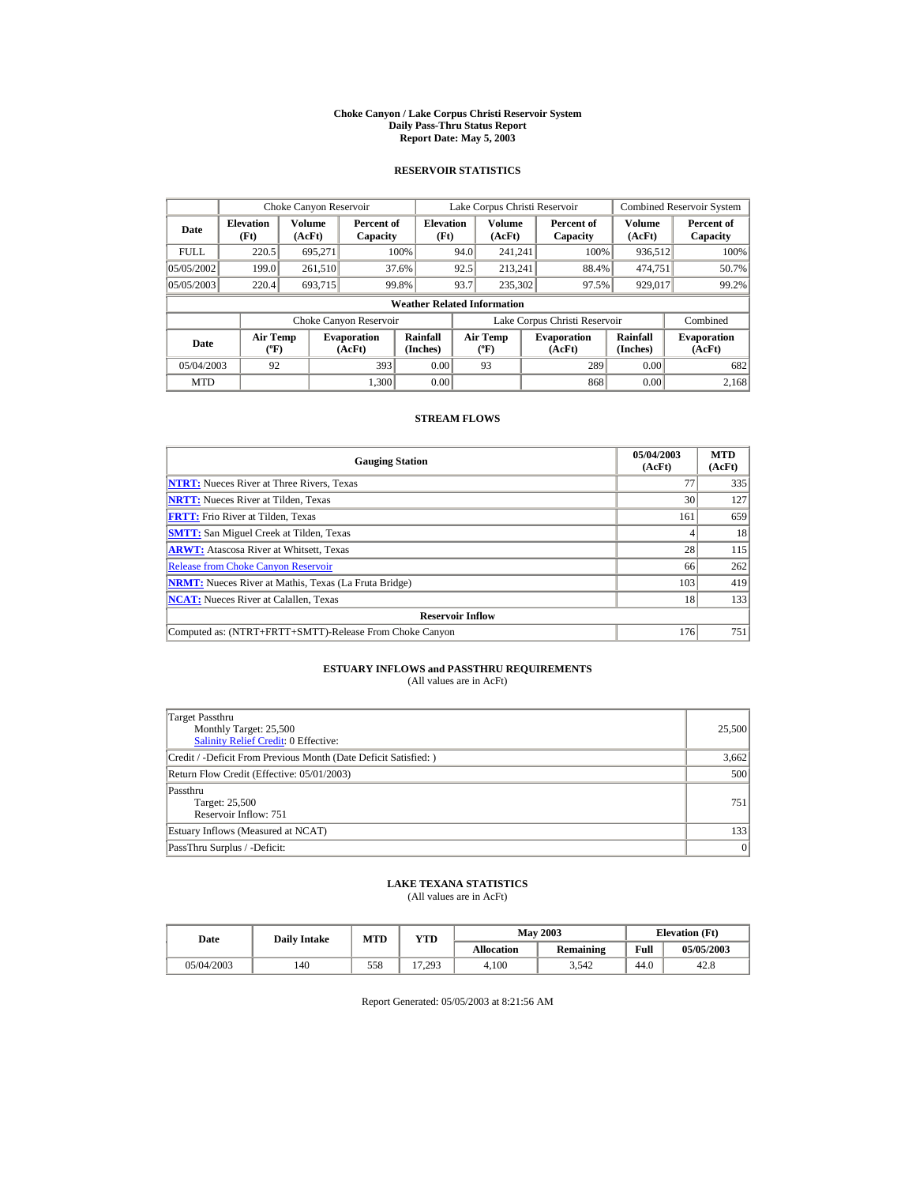# Choke Canyon / Lake Corpus Christi Reservoir System
## Daily Pass-Thru Status Report
### Report Date: May 5, 2003

## RESERVOIR STATISTICS

| | Choke Canyon Reservoir | | | Lake Corpus Christi Reservoir | | | Combined Reservoir System | |
|---|---|---|---|---|---|---|---|---|
| **Date** | **Elevation (Ft)** | **Volume (AcFt)** | **Percent of Capacity** | **Elevation (Ft)** | **Volume (AcFt)** | **Percent of Capacity** | **Volume (AcFt)** | **Percent of Capacity** |
| FULL | 220.5 | 695,271 | 100% | 94.0 | 241,241 | 100% | 936,512 | 100% |
| 05/05/2002 | 199.0 | 261,510 | 37.6% | 92.5 | 213,241 | 88.4% | 474,751 | 50.7% |
| 05/05/2003 | 220.4 | 693,715 | 99.8% | 93.7 | 235,302 | 97.5% | 929,017 | 99.2% |

**Weather Related Information**

| | Choke Canyon Reservoir | | | Lake Corpus Christi Reservoir | | | Combined |
|---|---|---|---|---|---|---|---|
| **Date** | **Air Temp (ºF)** | **Evaporation (AcFt)** | **Rainfall (Inches)** | **Air Temp (ºF)** | **Evaporation (AcFt)** | **Rainfall (Inches)** | **Evaporation (AcFt)** |
| 05/04/2003 | 92 | 393 | 0.00 | 93 | 289 | 0.00 | 682 |
| MTD | | 1,300 | 0.00 | | 868 | 0.00 | 2,168 |

## STREAM FLOWS

| Gauging Station | 05/04/2003 (AcFt) | MTD (AcFt) |
|---|---|---|
| **NTRT:** Nueces River at Three Rivers, Texas | 77 | 335 |
| **NRTT:** Nueces River at Tilden, Texas | 30 | 127 |
| **FRTT:** Frio River at Tilden, Texas | 161 | 659 |
| **SMTT:** San Miguel Creek at Tilden, Texas | 4 | 18 |
| **ARWT:** Atascosa River at Whitsett, Texas | 28 | 115 |
| Release from Choke Canyon Reservoir | 66 | 262 |
| **NRMT:** Nueces River at Mathis, Texas (La Fruta Bridge) | 103 | 419 |
| **NCAT:** Nueces River at Calallen, Texas | 18 | 133 |
| **Reservoir Inflow** | | |
| Computed as: (NTRT+FRTT+SMTT)-Release From Choke Canyon | 176 | 751 |

## ESTUARY INFLOWS and PASSTHRU REQUIREMENTS
(All values are in AcFt)

| | |
|---|---|
| Target Passthru<br>Monthly Target: 25,500<br>Salinity Relief Credit: 0 Effective: | 25,500 |
| Credit / -Deficit From Previous Month (Date Deficit Satisfied: ) | 3,662 |
| Return Flow Credit (Effective: 05/01/2003) | 500 |
| Passthru<br>Target: 25,500<br>Reservoir Inflow: 751 | 751 |
| Estuary Inflows (Measured at NCAT) | 133 |
| PassThru Surplus / -Deficit: | 0 |

## LAKE TEXANA STATISTICS
(All values are in AcFt)

| Date | Daily Intake | MTD | YTD | May 2003 | | Elevation (Ft) | |
|---|---|---|---|---|---|---|---|
| | | | | **Allocation** | **Remaining** | **Full** | **05/05/2003** |
| 05/04/2003 | 140 | 558 | 17,293 | 4,100 | 3,542 | 44.0 | 42.8 |

Report Generated: 05/05/2003 at 8:21:56 AM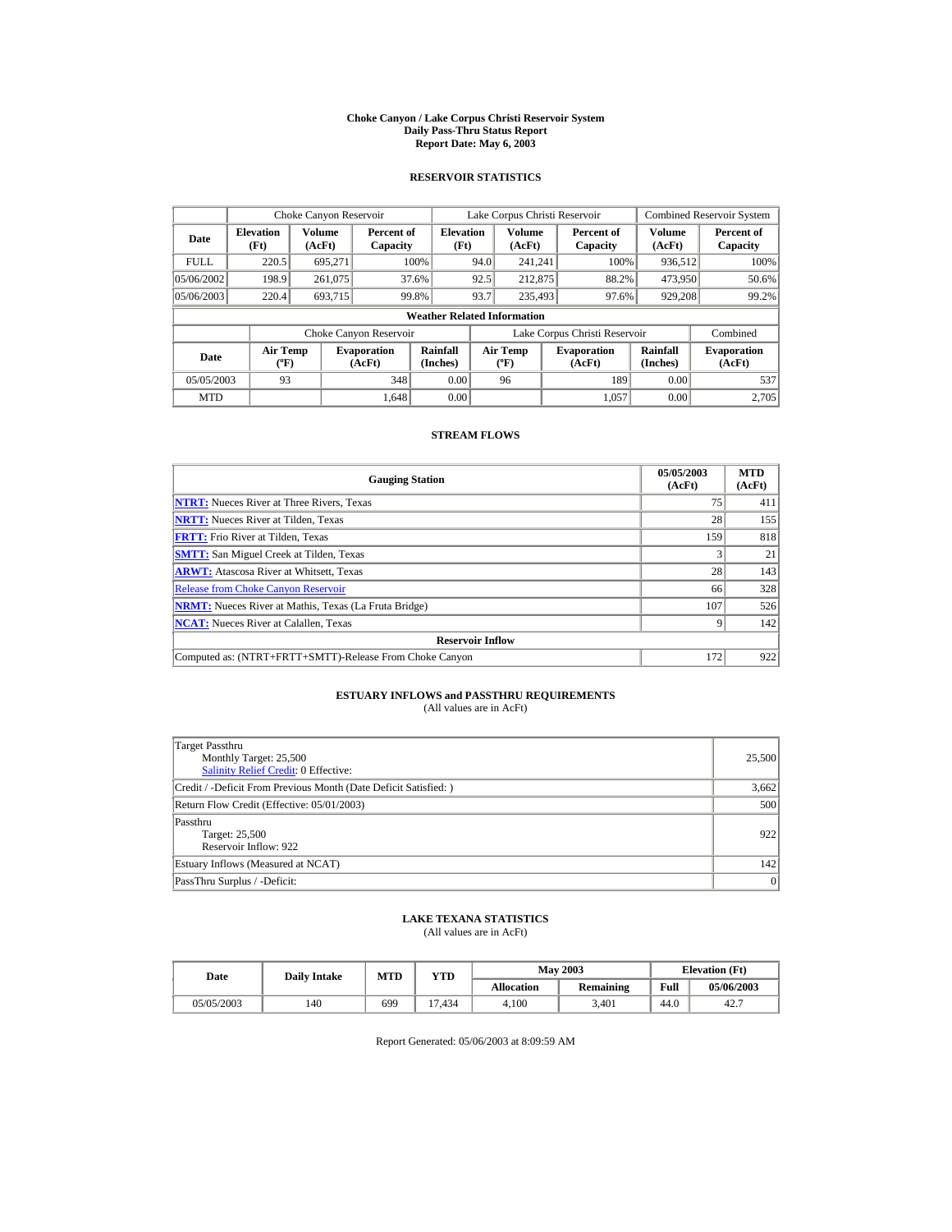# Choke Canyon / Lake Corpus Christi Reservoir System
## Daily Pass-Thru Status Report
### Report Date: May 6, 2003

## RESERVOIR STATISTICS

| Date | Choke Canyon Reservoir | | | Lake Corpus Christi Reservoir | | | Combined Reservoir System | |
|---|---|---|---|---|---|---|---|---|
| | Elevation (Ft) | Volume (AcFt) | Percent of Capacity | Elevation (Ft) | Volume (AcFt) | Percent of Capacity | Volume (AcFt) | Percent of Capacity |
| FULL | 220.5 | 695,271 | 100% | 94.0 | 241,241 | 100% | 936,512 | 100% |
| 05/06/2002 | 198.9 | 261,075 | 37.6% | 92.5 | 212,875 | 88.2% | 473,950 | 50.6% |
| 05/06/2003 | 220.4 | 693,715 | 99.8% | 93.7 | 235,493 | 97.6% | 929,208 | 99.2% |

**Weather Related Information**

| Date | Choke Canyon Reservoir | | | Lake Corpus Christi Reservoir | | | Combined |
|---|---|---|---|---|---|---|---|
| | Air Temp (ºF) | Evaporation (AcFt) | Rainfall (Inches) | Air Temp (ºF) | Evaporation (AcFt) | Rainfall (Inches) | Evaporation (AcFt) |
| 05/05/2003 | 93 | 348 | 0.00 | 96 | 189 | 0.00 | 537 |
| MTD | | 1,648 | 0.00 | | 1,057 | 0.00 | 2,705 |

## STREAM FLOWS

| Gauging Station | 05/05/2003 (AcFt) | MTD (AcFt) |
|---|---|---|
| **NTRT:** Nueces River at Three Rivers, Texas | 75 | 411 |
| **NRTT:** Nueces River at Tilden, Texas | 28 | 155 |
| **FRTT:** Frio River at Tilden, Texas | 159 | 818 |
| **SMTT:** San Miguel Creek at Tilden, Texas | 3 | 21 |
| **ARWT:** Atascosa River at Whitsett, Texas | 28 | 143 |
| Release from Choke Canyon Reservoir | 66 | 328 |
| **NRMT:** Nueces River at Mathis, Texas (La Fruta Bridge) | 107 | 526 |
| **NCAT:** Nueces River at Calallen, Texas | 9 | 142 |
| **Reservoir Inflow** | | |
| Computed as: (NTRT+FRTT+SMTT)-Release From Choke Canyon | 172 | 922 |

## ESTUARY INFLOWS and PASSTHRU REQUIREMENTS
(All values are in AcFt)

| Item | Value |
|---|---|
| Target Passthru<br>Monthly Target: 25,500<br>Salinity Relief Credit: 0 Effective: | 25,500 |
| Credit / -Deficit From Previous Month (Date Deficit Satisfied: ) | 3,662 |
| Return Flow Credit (Effective: 05/01/2003) | 500 |
| Passthru<br>Target: 25,500<br>Reservoir Inflow: 922 | 922 |
| Estuary Inflows (Measured at NCAT) | 142 |
| PassThru Surplus / -Deficit: | 0 |

## LAKE TEXANA STATISTICS
(All values are in AcFt)

| Date | Daily Intake | MTD | YTD | May 2003 | | Elevation (Ft) | |
|---|---|---|---|---|---|---|---|
| | | | | Allocation | Remaining | Full | 05/06/2003 |
| 05/05/2003 | 140 | 699 | 17,434 | 4,100 | 3,401 | 44.0 | 42.7 |

Report Generated: 05/06/2003 at 8:09:59 AM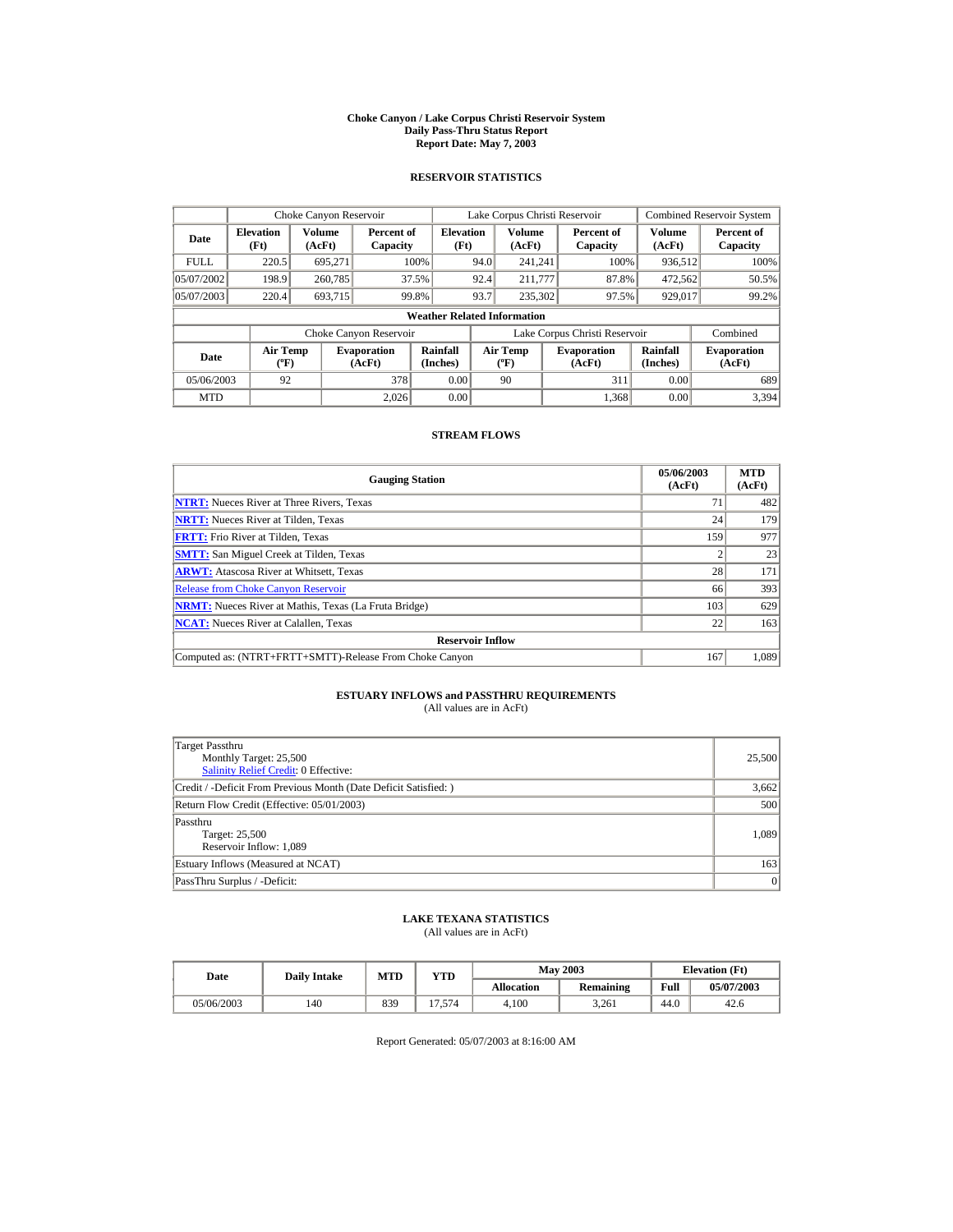# Choke Canyon / Lake Corpus Christi Reservoir System
## Daily Pass-Thru Status Report
### Report Date: May 7, 2003

## RESERVOIR STATISTICS

| | Choke Canyon Reservoir | | | Lake Corpus Christi Reservoir | | | Combined Reservoir System | |
|---|---|---|---|---|---|---|---|---|
| Date | Elevation (Ft) | Volume (AcFt) | Percent of Capacity | Elevation (Ft) | Volume (AcFt) | Percent of Capacity | Volume (AcFt) | Percent of Capacity |
| FULL | 220.5 | 695,271 | 100% | 94.0 | 241,241 | 100% | 936,512 | 100% |
| 05/07/2002 | 198.9 | 260,785 | 37.5% | 92.4 | 211,777 | 87.8% | 472,562 | 50.5% |
| 05/07/2003 | 220.4 | 693,715 | 99.8% | 93.7 | 235,302 | 97.5% | 929,017 | 99.2% |

**Weather Related Information**

| | Choke Canyon Reservoir | | | Lake Corpus Christi Reservoir | | | Combined |
|---|---|---|---|---|---|---|---|
| Date | Air Temp (ºF) | Evaporation (AcFt) | Rainfall (Inches) | Air Temp (ºF) | Evaporation (AcFt) | Rainfall (Inches) | Evaporation (AcFt) |
| 05/06/2003 | 92 | 378 | 0.00 | 90 | 311 | 0.00 | 689 |
| MTD | | 2,026 | 0.00 | | 1,368 | 0.00 | 3,394 |

## STREAM FLOWS

| Gauging Station | 05/06/2003 (AcFt) | MTD (AcFt) |
|---|---|---|
| NTRT: Nueces River at Three Rivers, Texas | 71 | 482 |
| NRTT: Nueces River at Tilden, Texas | 24 | 179 |
| FRTT: Frio River at Tilden, Texas | 159 | 977 |
| SMTT: San Miguel Creek at Tilden, Texas | 2 | 23 |
| ARWT: Atascosa River at Whitsett, Texas | 28 | 171 |
| Release from Choke Canyon Reservoir | 66 | 393 |
| NRMT: Nueces River at Mathis, Texas (La Fruta Bridge) | 103 | 629 |
| NCAT: Nueces River at Calallen, Texas | 22 | 163 |
| **Reservoir Inflow** | | |
| Computed as: (NTRT+FRTT+SMTT)-Release From Choke Canyon | 167 | 1,089 |

## ESTUARY INFLOWS and PASSTHRU REQUIREMENTS
(All values are in AcFt)

| | |
|---|---|
| Target Passthru<br>Monthly Target: 25,500<br>Salinity Relief Credit: 0 Effective: | 25,500 |
| Credit / -Deficit From Previous Month (Date Deficit Satisfied: ) | 3,662 |
| Return Flow Credit (Effective: 05/01/2003) | 500 |
| Passthru<br>Target: 25,500<br>Reservoir Inflow: 1,089 | 1,089 |
| Estuary Inflows (Measured at NCAT) | 163 |
| PassThru Surplus / -Deficit: | 0 |

## LAKE TEXANA STATISTICS
(All values are in AcFt)

| Date | Daily Intake | MTD | YTD | May 2003 | | Elevation (Ft) | |
|---|---|---|---|---|---|---|---|
| | | | | Allocation | Remaining | Full | 05/07/2003 |
| 05/06/2003 | 140 | 839 | 17,574 | 4,100 | 3,261 | 44.0 | 42.6 |

Report Generated: 05/07/2003 at 8:16:00 AM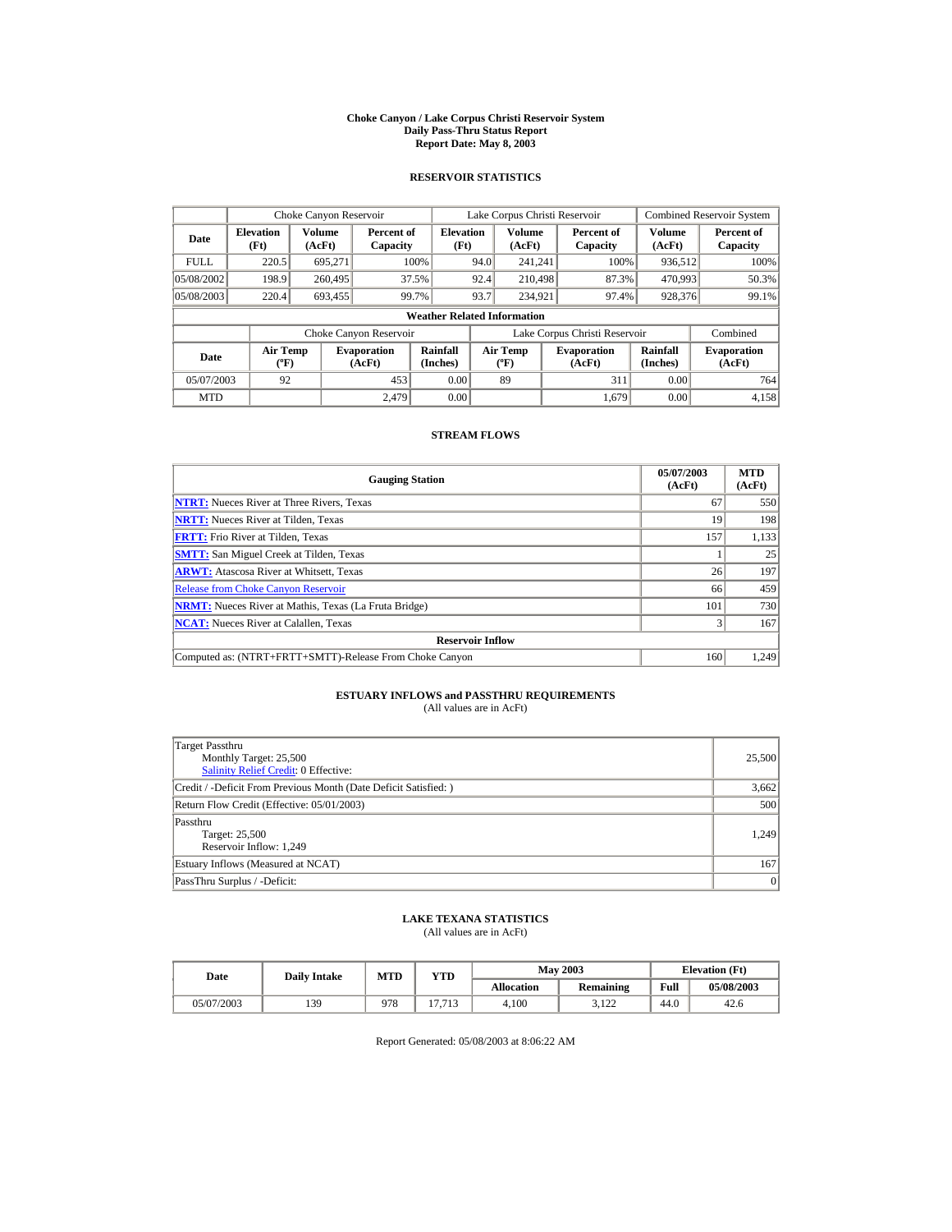# Choke Canyon / Lake Corpus Christi Reservoir System
## Daily Pass-Thru Status Report
### Report Date: May 8, 2003

## RESERVOIR STATISTICS

| Date | Choke Canyon Reservoir | | | Lake Corpus Christi Reservoir | | | Combined Reservoir System | |
|---|---|---|---|---|---|---|---|---|
| | Elevation (Ft) | Volume (AcFt) | Percent of Capacity | Elevation (Ft) | Volume (AcFt) | Percent of Capacity | Volume (AcFt) | Percent of Capacity |
| FULL | 220.5 | 695,271 | 100% | 94.0 | 241,241 | 100% | 936,512 | 100% |
| 05/08/2002 | 198.9 | 260,495 | 37.5% | 92.4 | 210,498 | 87.3% | 470,993 | 50.3% |
| 05/08/2003 | 220.4 | 693,455 | 99.7% | 93.7 | 234,921 | 97.4% | 928,376 | 99.1% |

**Weather Related Information**

| Date | Choke Canyon Reservoir | | | Lake Corpus Christi Reservoir | | | Combined |
|---|---|---|---|---|---|---|---|
| | Air Temp (ºF) | Evaporation (AcFt) | Rainfall (Inches) | Air Temp (ºF) | Evaporation (AcFt) | Rainfall (Inches) | Evaporation (AcFt) |
| 05/07/2003 | 92 | 453 | 0.00 | 89 | 311 | 0.00 | 764 |
| MTD | | 2,479 | 0.00 | | 1,679 | 0.00 | 4,158 |

## STREAM FLOWS

| Gauging Station | 05/07/2003 (AcFt) | MTD (AcFt) |
|---|---|---|
| NTRT: Nueces River at Three Rivers, Texas | 67 | 550 |
| NRTT: Nueces River at Tilden, Texas | 19 | 198 |
| FRTT: Frio River at Tilden, Texas | 157 | 1,133 |
| SMTT: San Miguel Creek at Tilden, Texas | 1 | 25 |
| ARWT: Atascosa River at Whitsett, Texas | 26 | 197 |
| Release from Choke Canyon Reservoir | 66 | 459 |
| NRMT: Nueces River at Mathis, Texas (La Fruta Bridge) | 101 | 730 |
| NCAT: Nueces River at Calallen, Texas | 3 | 167 |
| **Reservoir Inflow** | | |
| Computed as: (NTRT+FRTT+SMTT)-Release From Choke Canyon | 160 | 1,249 |

## ESTUARY INFLOWS and PASSTHRU REQUIREMENTS
(All values are in AcFt)

| | |
|---|---|
| Target Passthru<br>Monthly Target: 25,500<br>Salinity Relief Credit: 0 Effective: | 25,500 |
| Credit / -Deficit From Previous Month (Date Deficit Satisfied: ) | 3,662 |
| Return Flow Credit (Effective: 05/01/2003) | 500 |
| Passthru<br>Target: 25,500<br>Reservoir Inflow: 1,249 | 1,249 |
| Estuary Inflows (Measured at NCAT) | 167 |
| PassThru Surplus / -Deficit: | 0 |

## LAKE TEXANA STATISTICS
(All values are in AcFt)

| Date | Daily Intake | MTD | YTD | May 2003 | | Elevation (Ft) | |
|---|---|---|---|---|---|---|---|
| | | | | Allocation | Remaining | Full | 05/08/2003 |
| 05/07/2003 | 139 | 978 | 17,713 | 4,100 | 3,122 | 44.0 | 42.6 |

Report Generated: 05/08/2003 at 8:06:22 AM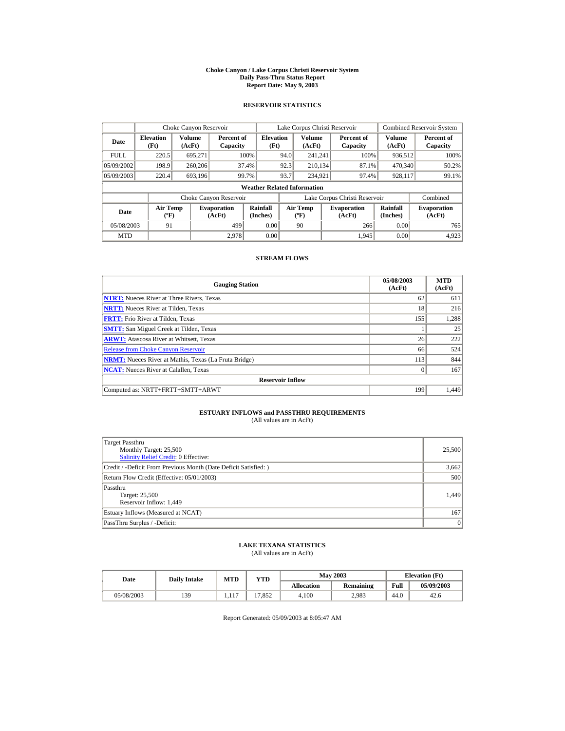# Choke Canyon / Lake Corpus Christi Reservoir System
## Daily Pass-Thru Status Report
### Report Date: May 9, 2003

## RESERVOIR STATISTICS

| Date | Choke Canyon Reservoir | | | Lake Corpus Christi Reservoir | | | Combined Reservoir System | |
|---|---|---|---|---|---|---|---|---|
| | Elevation (Ft) | Volume (AcFt) | Percent of Capacity | Elevation (Ft) | Volume (AcFt) | Percent of Capacity | Volume (AcFt) | Percent of Capacity |
| FULL | 220.5 | 695,271 | 100% | 94.0 | 241,241 | 100% | 936,512 | 100% |
| 05/09/2002 | 198.9 | 260,206 | 37.4% | 92.3 | 210,134 | 87.1% | 470,340 | 50.2% |
| 05/09/2003 | 220.4 | 693,196 | 99.7% | 93.7 | 234,921 | 97.4% | 928,117 | 99.1% |

**Weather Related Information**

| Date | Choke Canyon Reservoir | | | Lake Corpus Christi Reservoir | | | Combined |
|---|---|---|---|---|---|---|---|
| | Air Temp (ºF) | Evaporation (AcFt) | Rainfall (Inches) | Air Temp (ºF) | Evaporation (AcFt) | Rainfall (Inches) | Evaporation (AcFt) |
| 05/08/2003 | 91 | 499 | 0.00 | 90 | 266 | 0.00 | 765 |
| MTD | | 2,978 | 0.00 | | 1,945 | 0.00 | 4,923 |

## STREAM FLOWS

| Gauging Station | 05/08/2003 (AcFt) | MTD (AcFt) |
|---|---|---|
| **NTRT:** Nueces River at Three Rivers, Texas | 62 | 611 |
| **NRTT:** Nueces River at Tilden, Texas | 18 | 216 |
| **FRTT:** Frio River at Tilden, Texas | 155 | 1,288 |
| **SMTT:** San Miguel Creek at Tilden, Texas | 1 | 25 |
| **ARWT:** Atascosa River at Whitsett, Texas | 26 | 222 |
| Release from Choke Canyon Reservoir | 66 | 524 |
| **NRMT:** Nueces River at Mathis, Texas (La Fruta Bridge) | 113 | 844 |
| **NCAT:** Nueces River at Calallen, Texas | 0 | 167 |
| **Reservoir Inflow** | | |
| Computed as: NRTT+FRTT+SMTT+ARWT | 199 | 1,449 |

## ESTUARY INFLOWS and PASSTHRU REQUIREMENTS

(All values are in AcFt)

| | |
|---|---|
| Target Passthru<br>Monthly Target: 25,500<br>Salinity Relief Credit: 0 Effective: | 25,500 |
| Credit / -Deficit From Previous Month (Date Deficit Satisfied: ) | 3,662 |
| Return Flow Credit (Effective: 05/01/2003) | 500 |
| Passthru<br>Target: 25,500<br>Reservoir Inflow: 1,449 | 1,449 |
| Estuary Inflows (Measured at NCAT) | 167 |
| PassThru Surplus / -Deficit: | 0 |

## LAKE TEXANA STATISTICS

(All values are in AcFt)

| Date | Daily Intake | MTD | YTD | May 2003 | | Elevation (Ft) | |
|---|---|---|---|---|---|---|---|
| | | | | Allocation | Remaining | Full | 05/09/2003 |
| 05/08/2003 | 139 | 1,117 | 17,852 | 4,100 | 2,983 | 44.0 | 42.6 |

Report Generated: 05/09/2003 at 8:05:47 AM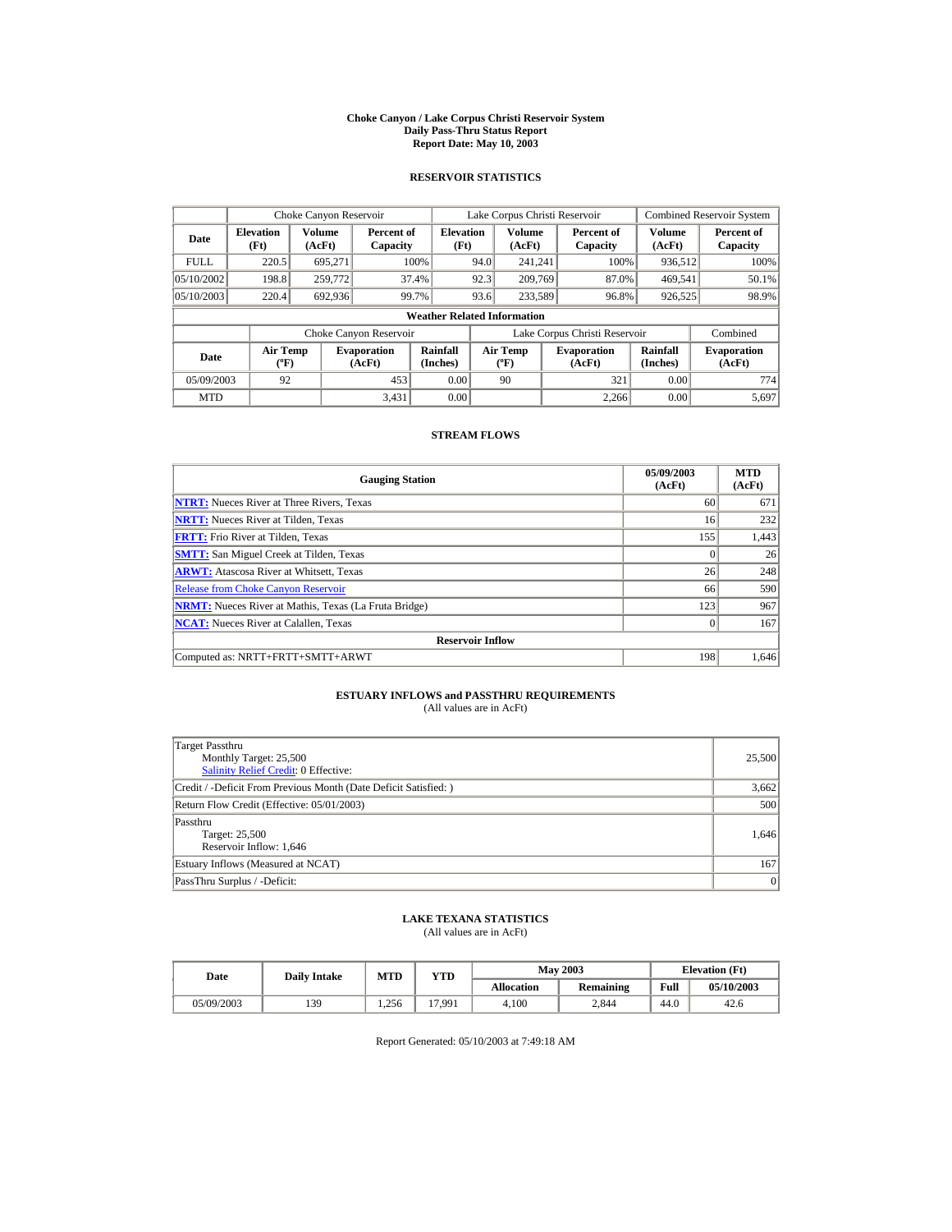# Choke Canyon / Lake Corpus Christi Reservoir System
## Daily Pass-Thru Status Report
### Report Date: May 10, 2003

## RESERVOIR STATISTICS

| | Choke Canyon Reservoir | | | Lake Corpus Christi Reservoir | | | Combined Reservoir System | |
|---|---|---|---|---|---|---|---|---|
| **Date** | **Elevation (Ft)** | **Volume (AcFt)** | **Percent of Capacity** | **Elevation (Ft)** | **Volume (AcFt)** | **Percent of Capacity** | **Volume (AcFt)** | **Percent of Capacity** |
| FULL | 220.5 | 695,271 | 100% | 94.0 | 241,241 | 100% | 936,512 | 100% |
| 05/10/2002 | 198.8 | 259,772 | 37.4% | 92.3 | 209,769 | 87.0% | 469,541 | 50.1% |
| 05/10/2003 | 220.4 | 692,936 | 99.7% | 93.6 | 233,589 | 96.8% | 926,525 | 98.9% |

**Weather Related Information**

| | Choke Canyon Reservoir | | | Lake Corpus Christi Reservoir | | | Combined |
|---|---|---|---|---|---|---|---|
| **Date** | **Air Temp (ºF)** | **Evaporation (AcFt)** | **Rainfall (Inches)** | **Air Temp (ºF)** | **Evaporation (AcFt)** | **Rainfall (Inches)** | **Evaporation (AcFt)** |
| 05/09/2003 | 92 | 453 | 0.00 | 90 | 321 | 0.00 | 774 |
| MTD | | 3,431 | 0.00 | | 2,266 | 0.00 | 5,697 |

## STREAM FLOWS

| Gauging Station | 05/09/2003 (AcFt) | MTD (AcFt) |
|---|---|---|
| **NTRT:** Nueces River at Three Rivers, Texas | 60 | 671 |
| **NRTT:** Nueces River at Tilden, Texas | 16 | 232 |
| **FRTT:** Frio River at Tilden, Texas | 155 | 1,443 |
| **SMTT:** San Miguel Creek at Tilden, Texas | 0 | 26 |
| **ARWT:** Atascosa River at Whitsett, Texas | 26 | 248 |
| Release from Choke Canyon Reservoir | 66 | 590 |
| **NRMT:** Nueces River at Mathis, Texas (La Fruta Bridge) | 123 | 967 |
| **NCAT:** Nueces River at Calallen, Texas | 0 | 167 |
| **Reservoir Inflow** | | |
| Computed as: NRTT+FRTT+SMTT+ARWT | 198 | 1,646 |

## ESTUARY INFLOWS and PASSTHRU REQUIREMENTS
(All values are in AcFt)

| | |
|---|---|
| Target Passthru<br>Monthly Target: 25,500<br>Salinity Relief Credit: 0 Effective: | 25,500 |
| Credit / -Deficit From Previous Month (Date Deficit Satisfied: ) | 3,662 |
| Return Flow Credit (Effective: 05/01/2003) | 500 |
| Passthru<br>Target: 25,500<br>Reservoir Inflow: 1,646 | 1,646 |
| Estuary Inflows (Measured at NCAT) | 167 |
| PassThru Surplus / -Deficit: | 0 |

## LAKE TEXANA STATISTICS
(All values are in AcFt)

| Date | Daily Intake | MTD | YTD | May 2003 | | Elevation (Ft) | |
|---|---|---|---|---|---|---|---|
| | | | | **Allocation** | **Remaining** | **Full** | **05/10/2003** |
| 05/09/2003 | 139 | 1,256 | 17,991 | 4,100 | 2,844 | 44.0 | 42.6 |

Report Generated: 05/10/2003 at 7:49:18 AM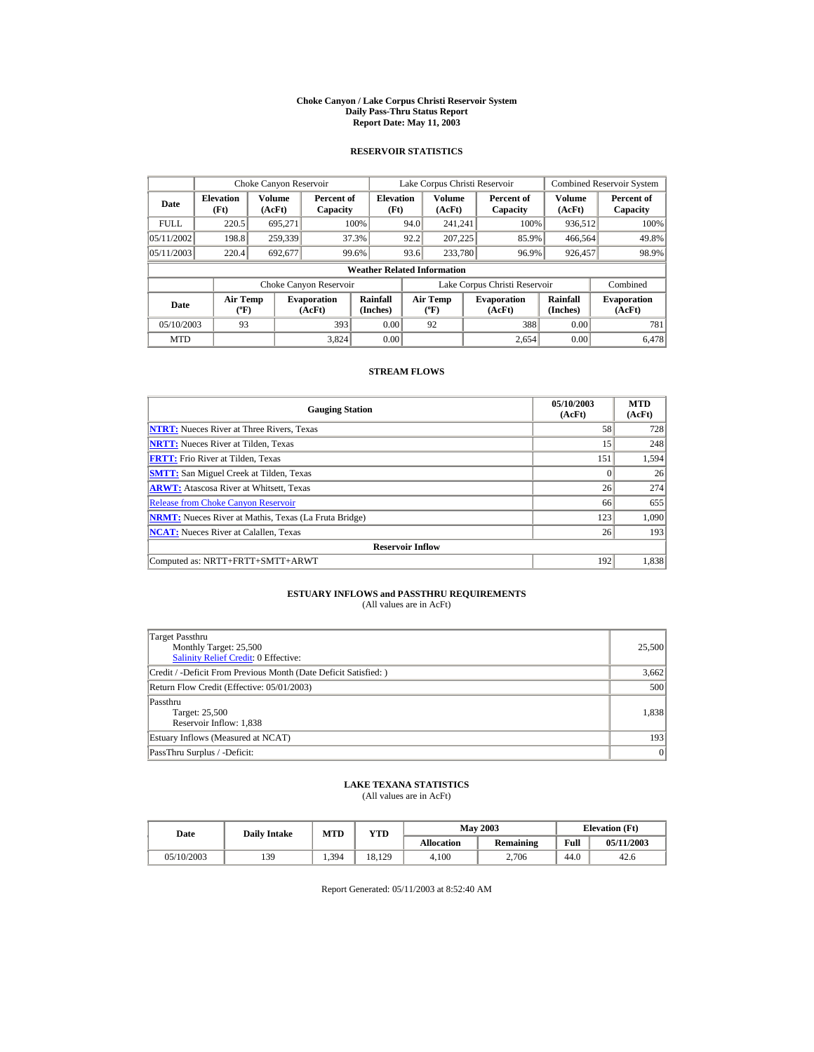# Choke Canyon / Lake Corpus Christi Reservoir System
## Daily Pass-Thru Status Report
### Report Date: May 11, 2003

## RESERVOIR STATISTICS

| Date | Choke Canyon Reservoir | | | Lake Corpus Christi Reservoir | | | Combined Reservoir System | |
|---|---|---|---|---|---|---|---|---|
| | Elevation (Ft) | Volume (AcFt) | Percent of Capacity | Elevation (Ft) | Volume (AcFt) | Percent of Capacity | Volume (AcFt) | Percent of Capacity |
| FULL | 220.5 | 695,271 | 100% | 94.0 | 241,241 | 100% | 936,512 | 100% |
| 05/11/2002 | 198.8 | 259,339 | 37.3% | 92.2 | 207,225 | 85.9% | 466,564 | 49.8% |
| 05/11/2003 | 220.4 | 692,677 | 99.6% | 93.6 | 233,780 | 96.9% | 926,457 | 98.9% |

**Weather Related Information**

| Date | Choke Canyon Reservoir | | | Lake Corpus Christi Reservoir | | | Combined |
|---|---|---|---|---|---|---|---|
| | Air Temp (ºF) | Evaporation (AcFt) | Rainfall (Inches) | Air Temp (ºF) | Evaporation (AcFt) | Rainfall (Inches) | Evaporation (AcFt) |
| 05/10/2003 | 93 | 393 | 0.00 | 92 | 388 | 0.00 | 781 |
| MTD | | 3,824 | 0.00 | | 2,654 | 0.00 | 6,478 |

## STREAM FLOWS

| Gauging Station | 05/10/2003 (AcFt) | MTD (AcFt) |
|---|---|---|
| NTRT: Nueces River at Three Rivers, Texas | 58 | 728 |
| NRTT: Nueces River at Tilden, Texas | 15 | 248 |
| FRTT: Frio River at Tilden, Texas | 151 | 1,594 |
| SMTT: San Miguel Creek at Tilden, Texas | 0 | 26 |
| ARWT: Atascosa River at Whitsett, Texas | 26 | 274 |
| Release from Choke Canyon Reservoir | 66 | 655 |
| NRMT: Nueces River at Mathis, Texas (La Fruta Bridge) | 123 | 1,090 |
| NCAT: Nueces River at Calallen, Texas | 26 | 193 |
| **Reservoir Inflow** | | |
| Computed as: NRTT+FRTT+SMTT+ARWT | 192 | 1,838 |

## ESTUARY INFLOWS and PASSTHRU REQUIREMENTS
(All values are in AcFt)

| | |
|---|---|
| Target Passthru<br>Monthly Target: 25,500<br>Salinity Relief Credit: 0 Effective: | 25,500 |
| Credit / -Deficit From Previous Month (Date Deficit Satisfied: ) | 3,662 |
| Return Flow Credit (Effective: 05/01/2003) | 500 |
| Passthru<br>Target: 25,500<br>Reservoir Inflow: 1,838 | 1,838 |
| Estuary Inflows (Measured at NCAT) | 193 |
| PassThru Surplus / -Deficit: | 0 |

## LAKE TEXANA STATISTICS
(All values are in AcFt)

| Date | Daily Intake | MTD | YTD | May 2003 | | Elevation (Ft) | |
|---|---|---|---|---|---|---|---|
| | | | | Allocation | Remaining | Full | 05/11/2003 |
| 05/10/2003 | 139 | 1,394 | 18,129 | 4,100 | 2,706 | 44.0 | 42.6 |

Report Generated: 05/11/2003 at 8:52:40 AM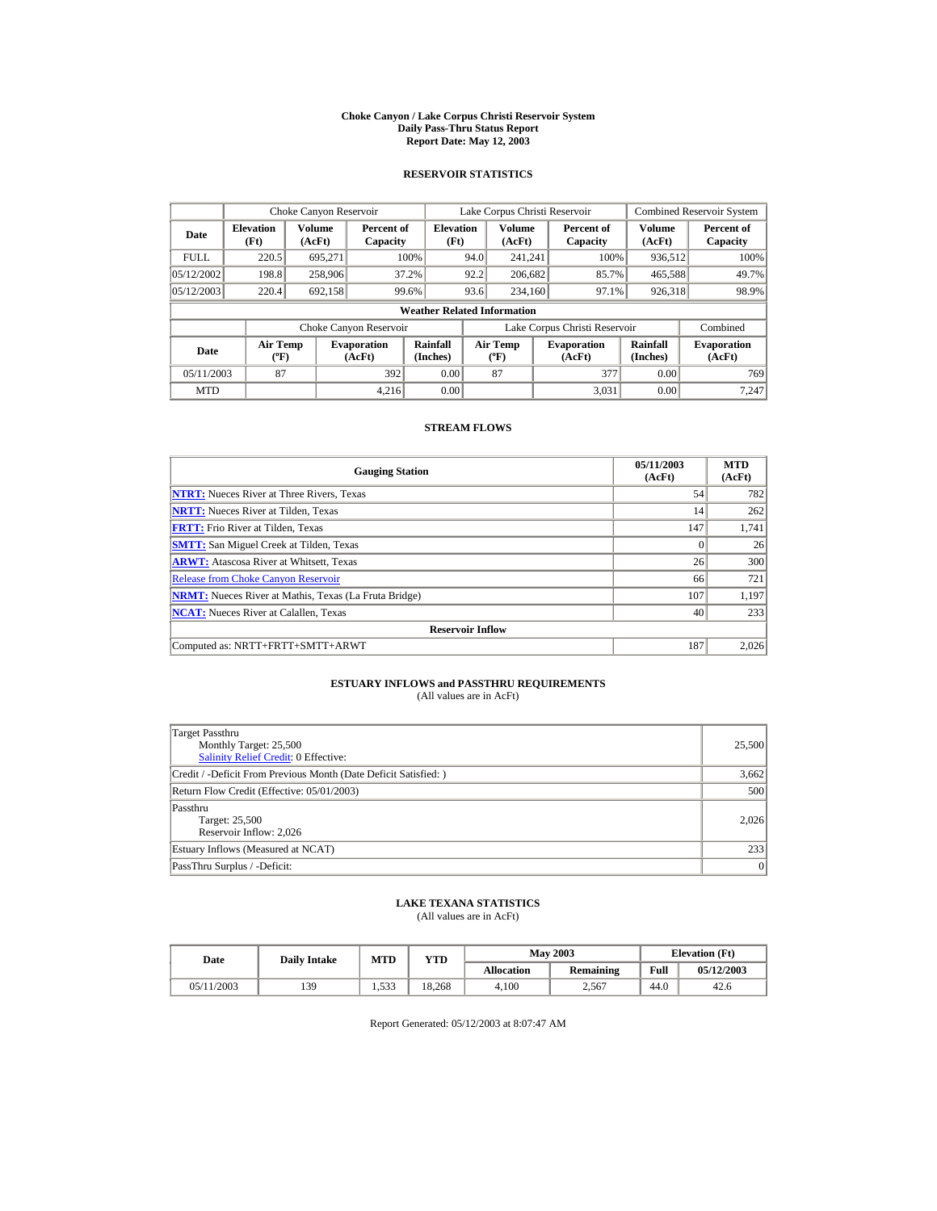# Choke Canyon / Lake Corpus Christi Reservoir System
## Daily Pass-Thru Status Report
## Report Date: May 12, 2003

### RESERVOIR STATISTICS

| Date | Choke Canyon Reservoir | | | Lake Corpus Christi Reservoir | | | Combined Reservoir System | |
|---|---|---|---|---|---|---|---|---|
| | Elevation (Ft) | Volume (AcFt) | Percent of Capacity | Elevation (Ft) | Volume (AcFt) | Percent of Capacity | Volume (AcFt) | Percent of Capacity |
| FULL | 220.5 | 695,271 | 100% | 94.0 | 241,241 | 100% | 936,512 | 100% |
| 05/12/2002 | 198.8 | 258,906 | 37.2% | 92.2 | 206,682 | 85.7% | 465,588 | 49.7% |
| 05/12/2003 | 220.4 | 692,158 | 99.6% | 93.6 | 234,160 | 97.1% | 926,318 | 98.9% |

**Weather Related Information**

| Date | Choke Canyon Reservoir | | | Lake Corpus Christi Reservoir | | | Combined |
|---|---|---|---|---|---|---|---|
| | Air Temp (ºF) | Evaporation (AcFt) | Rainfall (Inches) | Air Temp (ºF) | Evaporation (AcFt) | Rainfall (Inches) | Evaporation (AcFt) |
| 05/11/2003 | 87 | 392 | 0.00 | 87 | 377 | 0.00 | 769 |
| MTD | | 4,216 | 0.00 | | 3,031 | 0.00 | 7,247 |

### STREAM FLOWS

| Gauging Station | 05/11/2003 (AcFt) | MTD (AcFt) |
|---|---|---|
| **NTRT:** Nueces River at Three Rivers, Texas | 54 | 782 |
| **NRTT:** Nueces River at Tilden, Texas | 14 | 262 |
| **FRTT:** Frio River at Tilden, Texas | 147 | 1,741 |
| **SMTT:** San Miguel Creek at Tilden, Texas | 0 | 26 |
| **ARWT:** Atascosa River at Whitsett, Texas | 26 | 300 |
| Release from Choke Canyon Reservoir | 66 | 721 |
| **NRMT:** Nueces River at Mathis, Texas (La Fruta Bridge) | 107 | 1,197 |
| **NCAT:** Nueces River at Calallen, Texas | 40 | 233 |
| **Reservoir Inflow** | | |
| Computed as: NRTT+FRTT+SMTT+ARWT | 187 | 2,026 |

### ESTUARY INFLOWS and PASSTHRU REQUIREMENTS
(All values are in AcFt)

| | |
|---|---|
| Target Passthru<br>Monthly Target: 25,500<br>Salinity Relief Credit: 0 Effective: | 25,500 |
| Credit / -Deficit From Previous Month (Date Deficit Satisfied: ) | 3,662 |
| Return Flow Credit (Effective: 05/01/2003) | 500 |
| Passthru<br>Target: 25,500<br>Reservoir Inflow: 2,026 | 2,026 |
| Estuary Inflows (Measured at NCAT) | 233 |
| PassThru Surplus / -Deficit: | 0 |

### LAKE TEXANA STATISTICS
(All values are in AcFt)

| Date | Daily Intake | MTD | YTD | May 2003 | | Elevation (Ft) | |
|---|---|---|---|---|---|---|---|
| | | | | Allocation | Remaining | Full | 05/12/2003 |
| 05/11/2003 | 139 | 1,533 | 18,268 | 4,100 | 2,567 | 44.0 | 42.6 |

Report Generated: 05/12/2003 at 8:07:47 AM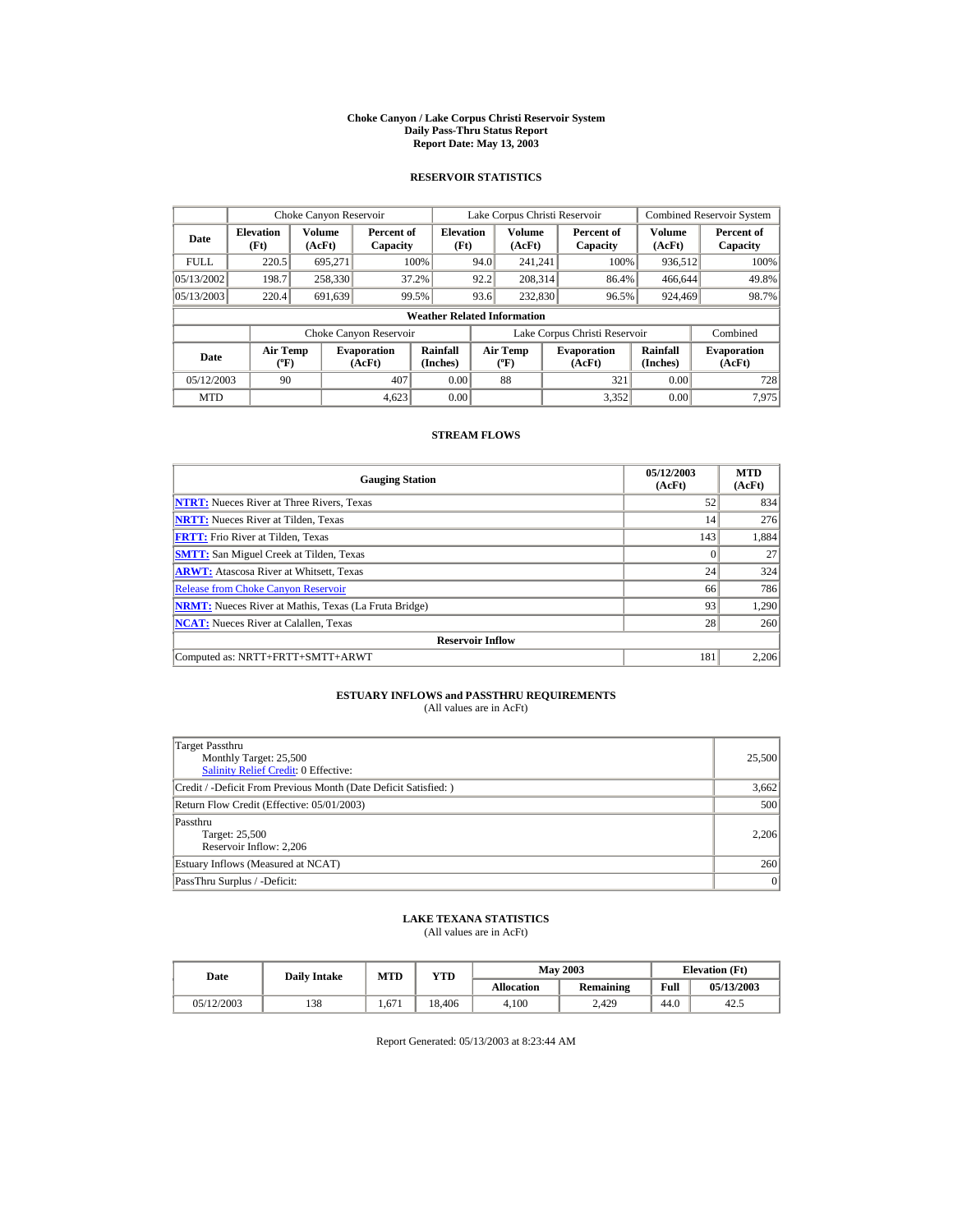# Choke Canyon / Lake Corpus Christi Reservoir System
## Daily Pass-Thru Status Report
### Report Date: May 13, 2003

## RESERVOIR STATISTICS

| | Choke Canyon Reservoir | | | Lake Corpus Christi Reservoir | | | Combined Reservoir System | |
|---|---|---|---|---|---|---|---|---|
| **Date** | **Elevation (Ft)** | **Volume (AcFt)** | **Percent of Capacity** | **Elevation (Ft)** | **Volume (AcFt)** | **Percent of Capacity** | **Volume (AcFt)** | **Percent of Capacity** |
| FULL | 220.5 | 695,271 | 100% | 94.0 | 241,241 | 100% | 936,512 | 100% |
| 05/13/2002 | 198.7 | 258,330 | 37.2% | 92.2 | 208,314 | 86.4% | 466,644 | 49.8% |
| 05/13/2003 | 220.4 | 691,639 | 99.5% | 93.6 | 232,830 | 96.5% | 924,469 | 98.7% |

**Weather Related Information**

| | Choke Canyon Reservoir | | | Lake Corpus Christi Reservoir | | | Combined |
|---|---|---|---|---|---|---|---|
| **Date** | **Air Temp (ºF)** | **Evaporation (AcFt)** | **Rainfall (Inches)** | **Air Temp (ºF)** | **Evaporation (AcFt)** | **Rainfall (Inches)** | **Evaporation (AcFt)** |
| 05/12/2003 | 90 | 407 | 0.00 | 88 | 321 | 0.00 | 728 |
| MTD | | 4,623 | 0.00 | | 3,352 | 0.00 | 7,975 |

## STREAM FLOWS

| Gauging Station | 05/12/2003 (AcFt) | MTD (AcFt) |
|---|---|---|
| **NTRT:** Nueces River at Three Rivers, Texas | 52 | 834 |
| **NRTT:** Nueces River at Tilden, Texas | 14 | 276 |
| **FRTT:** Frio River at Tilden, Texas | 143 | 1,884 |
| **SMTT:** San Miguel Creek at Tilden, Texas | 0 | 27 |
| **ARWT:** Atascosa River at Whitsett, Texas | 24 | 324 |
| Release from Choke Canyon Reservoir | 66 | 786 |
| **NRMT:** Nueces River at Mathis, Texas (La Fruta Bridge) | 93 | 1,290 |
| **NCAT:** Nueces River at Calallen, Texas | 28 | 260 |
| **Reservoir Inflow** | | |
| Computed as: NRTT+FRTT+SMTT+ARWT | 181 | 2,206 |

## ESTUARY INFLOWS and PASSTHRU REQUIREMENTS
(All values are in AcFt)

| | |
|---|---|
| Target Passthru<br>Monthly Target: 25,500<br>Salinity Relief Credit: 0 Effective: | 25,500 |
| Credit / -Deficit From Previous Month (Date Deficit Satisfied: ) | 3,662 |
| Return Flow Credit (Effective: 05/01/2003) | 500 |
| Passthru<br>Target: 25,500<br>Reservoir Inflow: 2,206 | 2,206 |
| Estuary Inflows (Measured at NCAT) | 260 |
| PassThru Surplus / -Deficit: | 0 |

## LAKE TEXANA STATISTICS
(All values are in AcFt)

| Date | Daily Intake | MTD | YTD | May 2003 | | Elevation (Ft) | |
|---|---|---|---|---|---|---|---|
| | | | | **Allocation** | **Remaining** | **Full** | **05/13/2003** |
| 05/12/2003 | 138 | 1,671 | 18,406 | 4,100 | 2,429 | 44.0 | 42.5 |

Report Generated: 05/13/2003 at 8:23:44 AM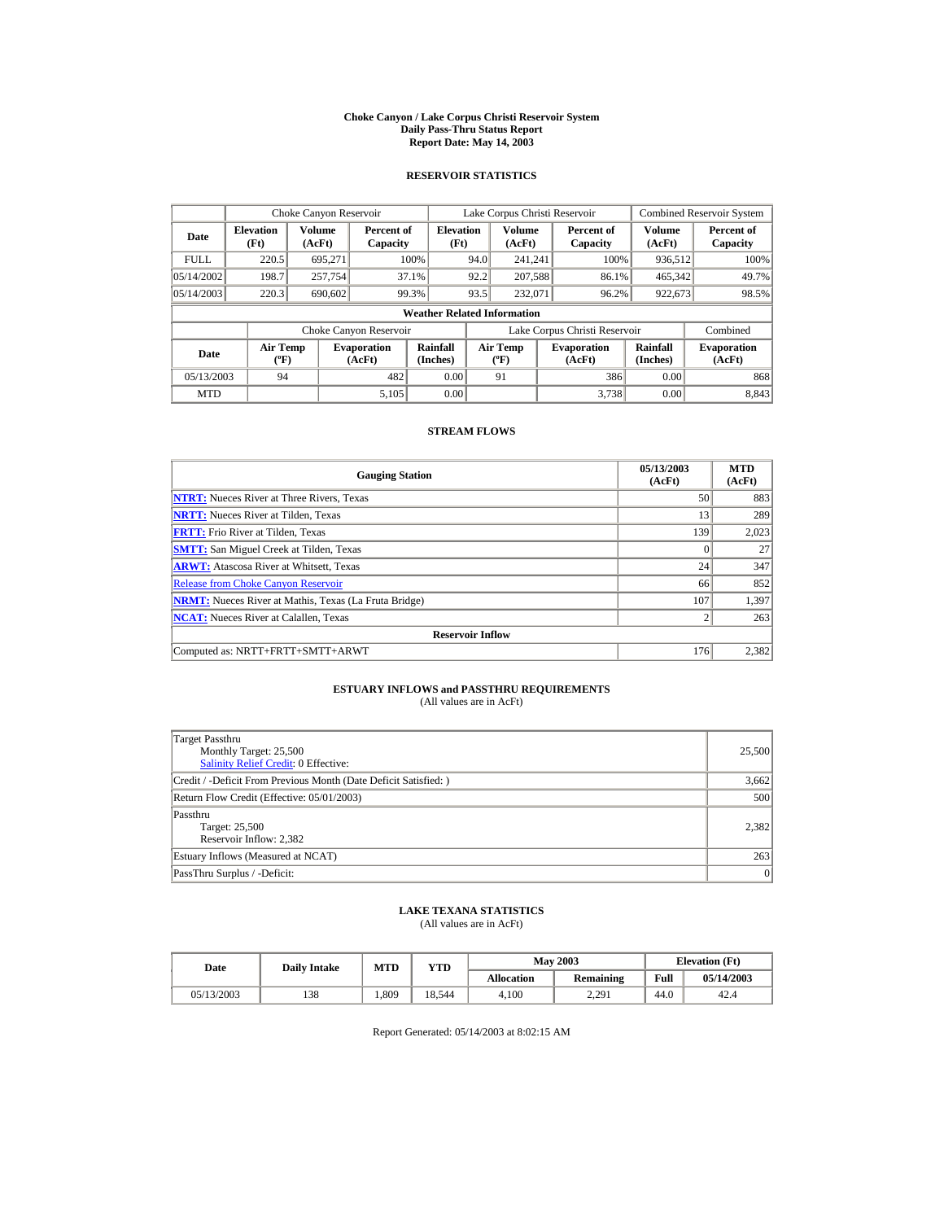# Choke Canyon / Lake Corpus Christi Reservoir System
## Daily Pass-Thru Status Report
### Report Date: May 14, 2003

## RESERVOIR STATISTICS

| Date | Choke Canyon Reservoir | | | Lake Corpus Christi Reservoir | | | Combined Reservoir System | |
|---|---|---|---|---|---|---|---|---|
| | Elevation (Ft) | Volume (AcFt) | Percent of Capacity | Elevation (Ft) | Volume (AcFt) | Percent of Capacity | Volume (AcFt) | Percent of Capacity |
| FULL | 220.5 | 695,271 | 100% | 94.0 | 241,241 | 100% | 936,512 | 100% |
| 05/14/2002 | 198.7 | 257,754 | 37.1% | 92.2 | 207,588 | 86.1% | 465,342 | 49.7% |
| 05/14/2003 | 220.3 | 690,602 | 99.3% | 93.5 | 232,071 | 96.2% | 922,673 | 98.5% |

**Weather Related Information**

| Date | Choke Canyon Reservoir | | | Lake Corpus Christi Reservoir | | | Combined |
|---|---|---|---|---|---|---|---|
| | Air Temp (ºF) | Evaporation (AcFt) | Rainfall (Inches) | Air Temp (ºF) | Evaporation (AcFt) | Rainfall (Inches) | Evaporation (AcFt) |
| 05/13/2003 | 94 | 482 | 0.00 | 91 | 386 | 0.00 | 868 |
| MTD | | 5,105 | 0.00 | | 3,738 | 0.00 | 8,843 |

## STREAM FLOWS

| Gauging Station | 05/13/2003 (AcFt) | MTD (AcFt) |
|---|---|---|
| **NTRT:** Nueces River at Three Rivers, Texas | 50 | 883 |
| **NRTT:** Nueces River at Tilden, Texas | 13 | 289 |
| **FRTT:** Frio River at Tilden, Texas | 139 | 2,023 |
| **SMTT:** San Miguel Creek at Tilden, Texas | 0 | 27 |
| **ARWT:** Atascosa River at Whitsett, Texas | 24 | 347 |
| Release from Choke Canyon Reservoir | 66 | 852 |
| **NRMT:** Nueces River at Mathis, Texas (La Fruta Bridge) | 107 | 1,397 |
| **NCAT:** Nueces River at Calallen, Texas | 2 | 263 |
| **Reservoir Inflow** | | |
| Computed as: NRTT+FRTT+SMTT+ARWT | 176 | 2,382 |

## ESTUARY INFLOWS and PASSTHRU REQUIREMENTS
(All values are in AcFt)

| | |
|---|---|
| Target Passthru<br>Monthly Target: 25,500<br>Salinity Relief Credit: 0 Effective: | 25,500 |
| Credit / -Deficit From Previous Month (Date Deficit Satisfied: ) | 3,662 |
| Return Flow Credit (Effective: 05/01/2003) | 500 |
| Passthru<br>Target: 25,500<br>Reservoir Inflow: 2,382 | 2,382 |
| Estuary Inflows (Measured at NCAT) | 263 |
| PassThru Surplus / -Deficit: | 0 |

## LAKE TEXANA STATISTICS
(All values are in AcFt)

| Date | Daily Intake | MTD | YTD | May 2003 | | Elevation (Ft) | |
|---|---|---|---|---|---|---|---|
| | | | | Allocation | Remaining | Full | 05/14/2003 |
| 05/13/2003 | 138 | 1,809 | 18,544 | 4,100 | 2,291 | 44.0 | 42.4 |

Report Generated: 05/14/2003 at 8:02:15 AM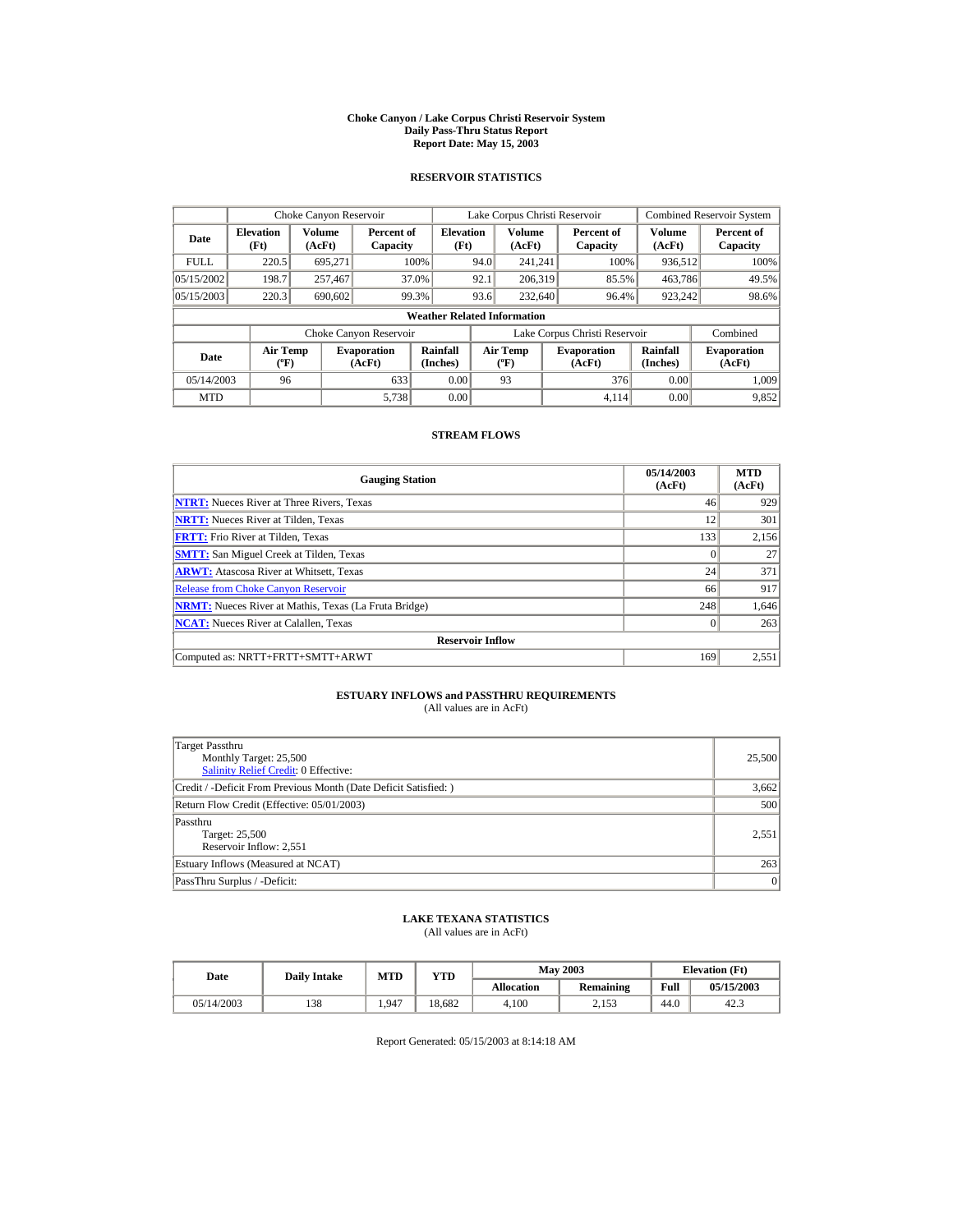# Choke Canyon / Lake Corpus Christi Reservoir System
## Daily Pass-Thru Status Report
### Report Date: May 15, 2003

## RESERVOIR STATISTICS

| Date | Choke Canyon Reservoir | | | Lake Corpus Christi Reservoir | | | Combined Reservoir System | |
|---|---|---|---|---|---|---|---|---|
| | Elevation (Ft) | Volume (AcFt) | Percent of Capacity | Elevation (Ft) | Volume (AcFt) | Percent of Capacity | Volume (AcFt) | Percent of Capacity |
| FULL | 220.5 | 695,271 | 100% | 94.0 | 241,241 | 100% | 936,512 | 100% |
| 05/15/2002 | 198.7 | 257,467 | 37.0% | 92.1 | 206,319 | 85.5% | 463,786 | 49.5% |
| 05/15/2003 | 220.3 | 690,602 | 99.3% | 93.6 | 232,640 | 96.4% | 923,242 | 98.6% |

**Weather Related Information**

| Date | Choke Canyon Reservoir | | | Lake Corpus Christi Reservoir | | | Combined |
|---|---|---|---|---|---|---|---|
| | Air Temp (ºF) | Evaporation (AcFt) | Rainfall (Inches) | Air Temp (ºF) | Evaporation (AcFt) | Rainfall (Inches) | Evaporation (AcFt) |
| 05/14/2003 | 96 | 633 | 0.00 | 93 | 376 | 0.00 | 1,009 |
| MTD | | 5,738 | 0.00 | | 4,114 | 0.00 | 9,852 |

## STREAM FLOWS

| Gauging Station | 05/14/2003 (AcFt) | MTD (AcFt) |
|---|---|---|
| **NTRT:** Nueces River at Three Rivers, Texas | 46 | 929 |
| **NRTT:** Nueces River at Tilden, Texas | 12 | 301 |
| **FRTT:** Frio River at Tilden, Texas | 133 | 2,156 |
| **SMTT:** San Miguel Creek at Tilden, Texas | 0 | 27 |
| **ARWT:** Atascosa River at Whitsett, Texas | 24 | 371 |
| Release from Choke Canyon Reservoir | 66 | 917 |
| **NRMT:** Nueces River at Mathis, Texas (La Fruta Bridge) | 248 | 1,646 |
| **NCAT:** Nueces River at Calallen, Texas | 0 | 263 |
| **Reservoir Inflow** | | |
| Computed as: NRTT+FRTT+SMTT+ARWT | 169 | 2,551 |

## ESTUARY INFLOWS and PASSTHRU REQUIREMENTS
(All values are in AcFt)

| | |
|---|---|
| Target Passthru<br>Monthly Target: 25,500<br>Salinity Relief Credit: 0 Effective: | 25,500 |
| Credit / -Deficit From Previous Month (Date Deficit Satisfied: ) | 3,662 |
| Return Flow Credit (Effective: 05/01/2003) | 500 |
| Passthru<br>Target: 25,500<br>Reservoir Inflow: 2,551 | 2,551 |
| Estuary Inflows (Measured at NCAT) | 263 |
| PassThru Surplus / -Deficit: | 0 |

## LAKE TEXANA STATISTICS
(All values are in AcFt)

| Date | Daily Intake | MTD | YTD | May 2003 | | Elevation (Ft) | |
|---|---|---|---|---|---|---|---|
| | | | | Allocation | Remaining | Full | 05/15/2003 |
| 05/14/2003 | 138 | 1,947 | 18,682 | 4,100 | 2,153 | 44.0 | 42.3 |

Report Generated: 05/15/2003 at 8:14:18 AM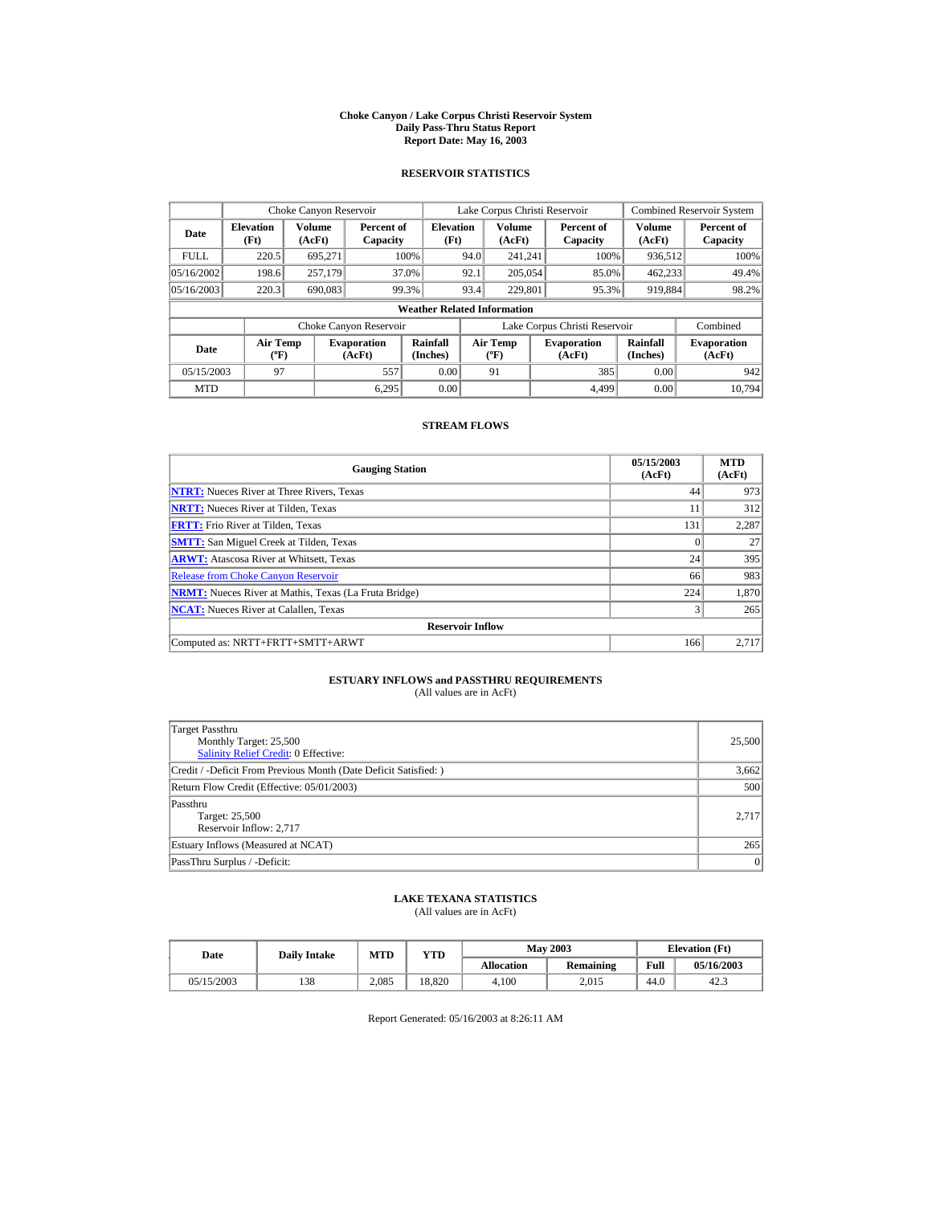# Choke Canyon / Lake Corpus Christi Reservoir System
## Daily Pass-Thru Status Report
### Report Date: May 16, 2003

## RESERVOIR STATISTICS

| | Choke Canyon Reservoir | | | Lake Corpus Christi Reservoir | | | Combined Reservoir System | |
|---|---|---|---|---|---|---|---|---|
| Date | Elevation (Ft) | Volume (AcFt) | Percent of Capacity | Elevation (Ft) | Volume (AcFt) | Percent of Capacity | Volume (AcFt) | Percent of Capacity |
| FULL | 220.5 | 695,271 | 100% | 94.0 | 241,241 | 100% | 936,512 | 100% |
| 05/16/2002 | 198.6 | 257,179 | 37.0% | 92.1 | 205,054 | 85.0% | 462,233 | 49.4% |
| 05/16/2003 | 220.3 | 690,083 | 99.3% | 93.4 | 229,801 | 95.3% | 919,884 | 98.2% |

**Weather Related Information**

| | Choke Canyon Reservoir | | | Lake Corpus Christi Reservoir | | | Combined |
|---|---|---|---|---|---|---|---|
| Date | Air Temp (ºF) | Evaporation (AcFt) | Rainfall (Inches) | Air Temp (ºF) | Evaporation (AcFt) | Rainfall (Inches) | Evaporation (AcFt) |
| 05/15/2003 | 97 | 557 | 0.00 | 91 | 385 | 0.00 | 942 |
| MTD | | 6,295 | 0.00 | | 4,499 | 0.00 | 10,794 |

## STREAM FLOWS

| Gauging Station | 05/15/2003 (AcFt) | MTD (AcFt) |
|---|---|---|
| **NTRT:** Nueces River at Three Rivers, Texas | 44 | 973 |
| **NRTT:** Nueces River at Tilden, Texas | 11 | 312 |
| **FRTT:** Frio River at Tilden, Texas | 131 | 2,287 |
| **SMTT:** San Miguel Creek at Tilden, Texas | 0 | 27 |
| **ARWT:** Atascosa River at Whitsett, Texas | 24 | 395 |
| Release from Choke Canyon Reservoir | 66 | 983 |
| **NRMT:** Nueces River at Mathis, Texas (La Fruta Bridge) | 224 | 1,870 |
| **NCAT:** Nueces River at Calallen, Texas | 3 | 265 |
| **Reservoir Inflow** | | |
| Computed as: NRTT+FRTT+SMTT+ARWT | 166 | 2,717 |

## ESTUARY INFLOWS and PASSTHRU REQUIREMENTS
(All values are in AcFt)

| | |
|---|---|
| Target Passthru<br>Monthly Target: 25,500<br>Salinity Relief Credit: 0 Effective: | 25,500 |
| Credit / -Deficit From Previous Month (Date Deficit Satisfied: ) | 3,662 |
| Return Flow Credit (Effective: 05/01/2003) | 500 |
| Passthru<br>Target: 25,500<br>Reservoir Inflow: 2,717 | 2,717 |
| Estuary Inflows (Measured at NCAT) | 265 |
| PassThru Surplus / -Deficit: | 0 |

## LAKE TEXANA STATISTICS
(All values are in AcFt)

| Date | Daily Intake | MTD | YTD | May 2003 | | Elevation (Ft) | |
|---|---|---|---|---|---|---|---|
| | | | | Allocation | Remaining | Full | 05/16/2003 |
| 05/15/2003 | 138 | 2,085 | 18,820 | 4,100 | 2,015 | 44.0 | 42.3 |

Report Generated: 05/16/2003 at 8:26:11 AM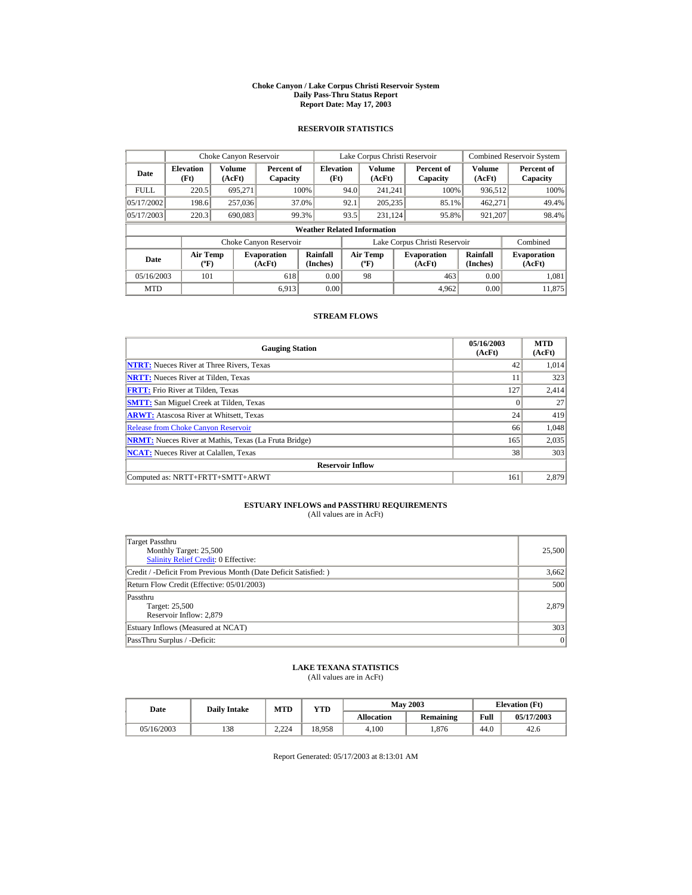# Choke Canyon / Lake Corpus Christi Reservoir System
## Daily Pass-Thru Status Report
### Report Date: May 17, 2003

## RESERVOIR STATISTICS

| Date | Choke Canyon Reservoir | | | Lake Corpus Christi Reservoir | | | Combined Reservoir System | |
|---|---|---|---|---|---|---|---|---|
| | Elevation (Ft) | Volume (AcFt) | Percent of Capacity | Elevation (Ft) | Volume (AcFt) | Percent of Capacity | Volume (AcFt) | Percent of Capacity |
| FULL | 220.5 | 695,271 | 100% | 94.0 | 241,241 | 100% | 936,512 | 100% |
| 05/17/2002 | 198.6 | 257,036 | 37.0% | 92.1 | 205,235 | 85.1% | 462,271 | 49.4% |
| 05/17/2003 | 220.3 | 690,083 | 99.3% | 93.5 | 231,124 | 95.8% | 921,207 | 98.4% |

**Weather Related Information**

| Date | Choke Canyon Reservoir | | | Lake Corpus Christi Reservoir | | | Combined |
|---|---|---|---|---|---|---|---|
| | Air Temp (ºF) | Evaporation (AcFt) | Rainfall (Inches) | Air Temp (ºF) | Evaporation (AcFt) | Rainfall (Inches) | Evaporation (AcFt) |
| 05/16/2003 | 101 | 618 | 0.00 | 98 | 463 | 0.00 | 1,081 |
| MTD | | 6,913 | 0.00 | | 4,962 | 0.00 | 11,875 |

## STREAM FLOWS

| Gauging Station | 05/16/2003 (AcFt) | MTD (AcFt) |
|---|---|---|
| **NTRT:** Nueces River at Three Rivers, Texas | 42 | 1,014 |
| **NRTT:** Nueces River at Tilden, Texas | 11 | 323 |
| **FRTT:** Frio River at Tilden, Texas | 127 | 2,414 |
| **SMTT:** San Miguel Creek at Tilden, Texas | 0 | 27 |
| **ARWT:** Atascosa River at Whitsett, Texas | 24 | 419 |
| Release from Choke Canyon Reservoir | 66 | 1,048 |
| **NRMT:** Nueces River at Mathis, Texas (La Fruta Bridge) | 165 | 2,035 |
| **NCAT:** Nueces River at Calallen, Texas | 38 | 303 |
| **Reservoir Inflow** | | |
| Computed as: NRTT+FRTT+SMTT+ARWT | 161 | 2,879 |

## ESTUARY INFLOWS and PASSTHRU REQUIREMENTS
(All values are in AcFt)

| | |
|---|---|
| Target Passthru<br>Monthly Target: 25,500<br>Salinity Relief Credit: 0 Effective: | 25,500 |
| Credit / -Deficit From Previous Month (Date Deficit Satisfied: ) | 3,662 |
| Return Flow Credit (Effective: 05/01/2003) | 500 |
| Passthru<br>Target: 25,500<br>Reservoir Inflow: 2,879 | 2,879 |
| Estuary Inflows (Measured at NCAT) | 303 |
| PassThru Surplus / -Deficit: | 0 |

## LAKE TEXANA STATISTICS
(All values are in AcFt)

| Date | Daily Intake | MTD | YTD | May 2003 | | Elevation (Ft) | |
|---|---|---|---|---|---|---|---|
| | | | | Allocation | Remaining | Full | 05/17/2003 |
| 05/16/2003 | 138 | 2,224 | 18,958 | 4,100 | 1,876 | 44.0 | 42.6 |

Report Generated: 05/17/2003 at 8:13:01 AM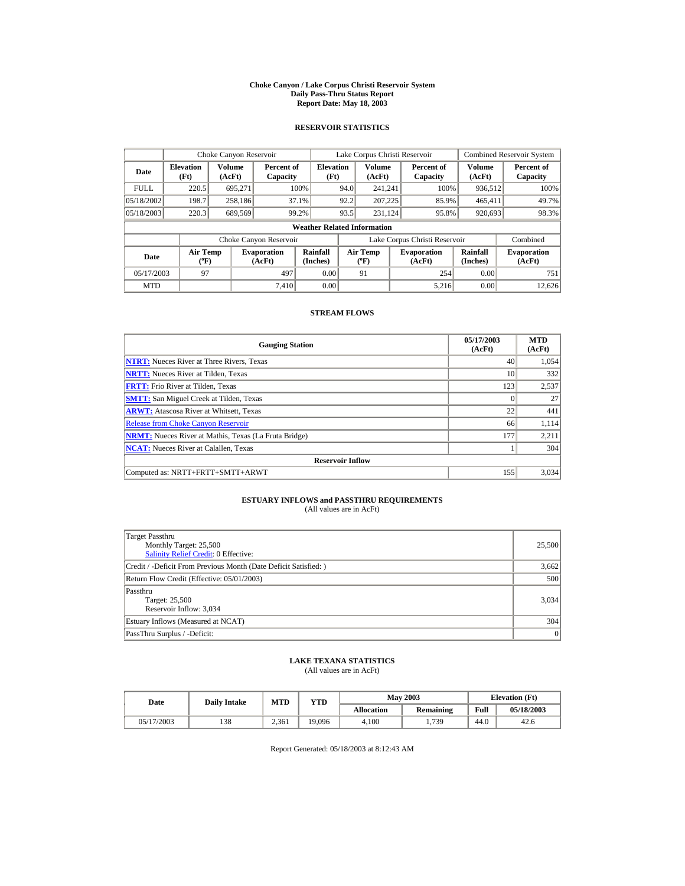# Choke Canyon / Lake Corpus Christi Reservoir System
## Daily Pass-Thru Status Report
### Report Date: May 18, 2003

## RESERVOIR STATISTICS

| Date | Choke Canyon Reservoir | | | Lake Corpus Christi Reservoir | | | Combined Reservoir System | |
|---|---|---|---|---|---|---|---|---|
| | Elevation (Ft) | Volume (AcFt) | Percent of Capacity | Elevation (Ft) | Volume (AcFt) | Percent of Capacity | Volume (AcFt) | Percent of Capacity |
| FULL | 220.5 | 695,271 | 100% | 94.0 | 241,241 | 100% | 936,512 | 100% |
| 05/18/2002 | 198.7 | 258,186 | 37.1% | 92.2 | 207,225 | 85.9% | 465,411 | 49.7% |
| 05/18/2003 | 220.3 | 689,569 | 99.2% | 93.5 | 231,124 | 95.8% | 920,693 | 98.3% |

**Weather Related Information**

| Date | Choke Canyon Reservoir | | | Lake Corpus Christi Reservoir | | | Combined |
|---|---|---|---|---|---|---|---|
| | Air Temp (ºF) | Evaporation (AcFt) | Rainfall (Inches) | Air Temp (ºF) | Evaporation (AcFt) | Rainfall (Inches) | Evaporation (AcFt) |
| 05/17/2003 | 97 | 497 | 0.00 | 91 | 254 | 0.00 | 751 |
| MTD | | 7,410 | 0.00 | | 5,216 | 0.00 | 12,626 |

## STREAM FLOWS

| Gauging Station | 05/17/2003 (AcFt) | MTD (AcFt) |
|---|---|---|
| NTRT: Nueces River at Three Rivers, Texas | 40 | 1,054 |
| NRTT: Nueces River at Tilden, Texas | 10 | 332 |
| FRTT: Frio River at Tilden, Texas | 123 | 2,537 |
| SMTT: San Miguel Creek at Tilden, Texas | 0 | 27 |
| ARWT: Atascosa River at Whitsett, Texas | 22 | 441 |
| Release from Choke Canyon Reservoir | 66 | 1,114 |
| NRMT: Nueces River at Mathis, Texas (La Fruta Bridge) | 177 | 2,211 |
| NCAT: Nueces River at Calallen, Texas | 1 | 304 |
| **Reservoir Inflow** | | |
| Computed as: NRTT+FRTT+SMTT+ARWT | 155 | 3,034 |

## ESTUARY INFLOWS and PASSTHRU REQUIREMENTS
(All values are in AcFt)

| | |
|---|---|
| Target Passthru<br>Monthly Target: 25,500<br>Salinity Relief Credit: 0 Effective: | 25,500 |
| Credit / -Deficit From Previous Month (Date Deficit Satisfied: ) | 3,662 |
| Return Flow Credit (Effective: 05/01/2003) | 500 |
| Passthru<br>Target: 25,500<br>Reservoir Inflow: 3,034 | 3,034 |
| Estuary Inflows (Measured at NCAT) | 304 |
| PassThru Surplus / -Deficit: | 0 |

## LAKE TEXANA STATISTICS
(All values are in AcFt)

| Date | Daily Intake | MTD | YTD | May 2003 | | Elevation (Ft) | |
|---|---|---|---|---|---|---|---|
| | | | | Allocation | Remaining | Full | 05/18/2003 |
| 05/17/2003 | 138 | 2,361 | 19,096 | 4,100 | 1,739 | 44.0 | 42.6 |

Report Generated: 05/18/2003 at 8:12:43 AM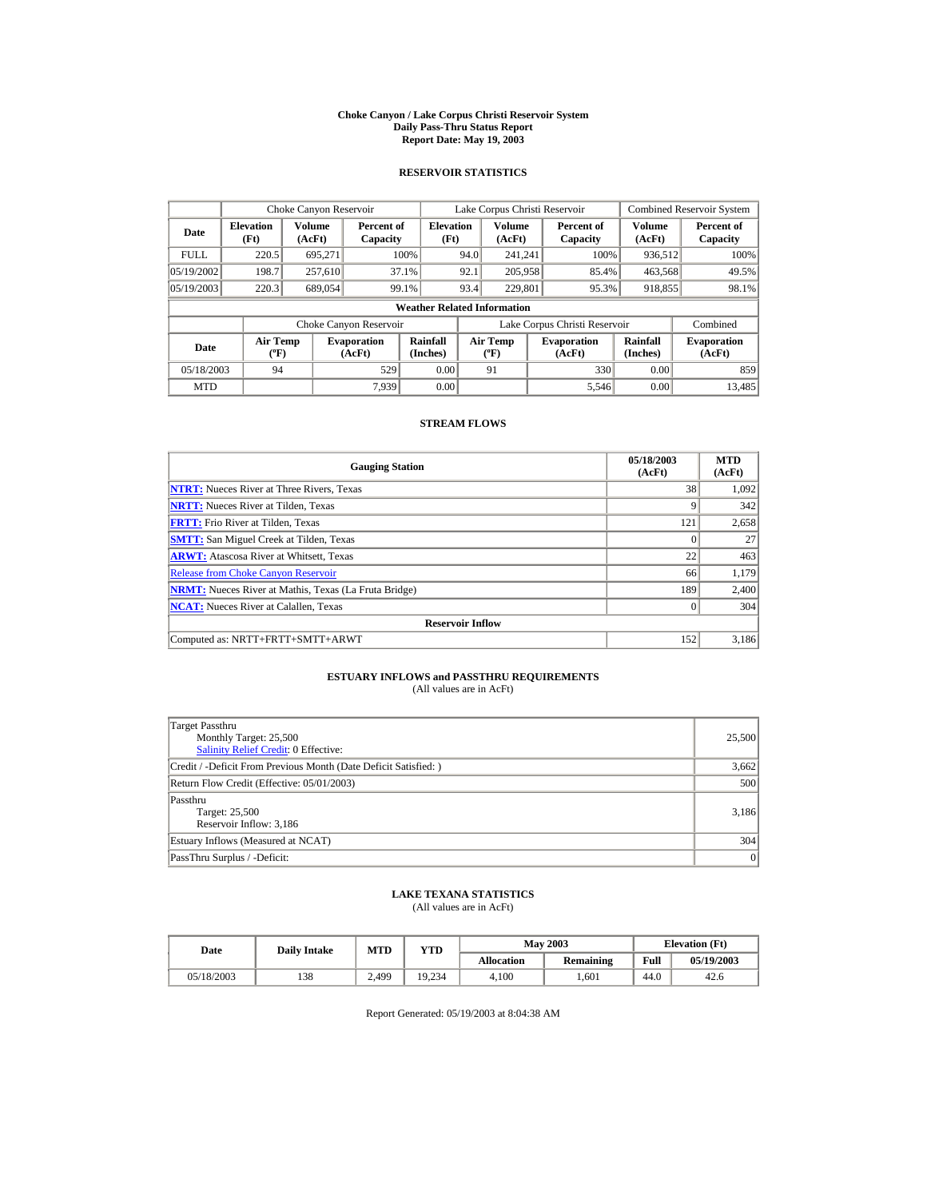# Choke Canyon / Lake Corpus Christi Reservoir System
## Daily Pass-Thru Status Report
### Report Date: May 19, 2003

## RESERVOIR STATISTICS

| Date | Choke Canyon Reservoir | | | Lake Corpus Christi Reservoir | | | Combined Reservoir System | |
|---|---|---|---|---|---|---|---|---|
| | Elevation (Ft) | Volume (AcFt) | Percent of Capacity | Elevation (Ft) | Volume (AcFt) | Percent of Capacity | Volume (AcFt) | Percent of Capacity |
| FULL | 220.5 | 695,271 | 100% | 94.0 | 241,241 | 100% | 936,512 | 100% |
| 05/19/2002 | 198.7 | 257,610 | 37.1% | 92.1 | 205,958 | 85.4% | 463,568 | 49.5% |
| 05/19/2003 | 220.3 | 689,054 | 99.1% | 93.4 | 229,801 | 95.3% | 918,855 | 98.1% |

**Weather Related Information**

| Date | Choke Canyon Reservoir | | | Lake Corpus Christi Reservoir | | | Combined |
|---|---|---|---|---|---|---|---|
| | Air Temp (ºF) | Evaporation (AcFt) | Rainfall (Inches) | Air Temp (ºF) | Evaporation (AcFt) | Rainfall (Inches) | Evaporation (AcFt) |
| 05/18/2003 | 94 | 529 | 0.00 | 91 | 330 | 0.00 | 859 |
| MTD | | 7,939 | 0.00 | | 5,546 | 0.00 | 13,485 |

## STREAM FLOWS

| Gauging Station | 05/18/2003 (AcFt) | MTD (AcFt) |
|---|---|---|
| **NTRT:** Nueces River at Three Rivers, Texas | 38 | 1,092 |
| **NRTT:** Nueces River at Tilden, Texas | 9 | 342 |
| **FRTT:** Frio River at Tilden, Texas | 121 | 2,658 |
| **SMTT:** San Miguel Creek at Tilden, Texas | 0 | 27 |
| **ARWT:** Atascosa River at Whitsett, Texas | 22 | 463 |
| Release from Choke Canyon Reservoir | 66 | 1,179 |
| **NRMT:** Nueces River at Mathis, Texas (La Fruta Bridge) | 189 | 2,400 |
| **NCAT:** Nueces River at Calallen, Texas | 0 | 304 |
| **Reservoir Inflow** | | |
| Computed as: NRTT+FRTT+SMTT+ARWT | 152 | 3,186 |

## ESTUARY INFLOWS and PASSTHRU REQUIREMENTS
(All values are in AcFt)

| | |
|---|---|
| Target Passthru<br>Monthly Target: 25,500<br>Salinity Relief Credit: 0 Effective: | 25,500 |
| Credit / -Deficit From Previous Month (Date Deficit Satisfied: ) | 3,662 |
| Return Flow Credit (Effective: 05/01/2003) | 500 |
| Passthru<br>Target: 25,500<br>Reservoir Inflow: 3,186 | 3,186 |
| Estuary Inflows (Measured at NCAT) | 304 |
| PassThru Surplus / -Deficit: | 0 |

## LAKE TEXANA STATISTICS
(All values are in AcFt)

| Date | Daily Intake | MTD | YTD | May 2003 | | Elevation (Ft) | |
|---|---|---|---|---|---|---|---|
| | | | | Allocation | Remaining | Full | 05/19/2003 |
| 05/18/2003 | 138 | 2,499 | 19,234 | 4,100 | 1,601 | 44.0 | 42.6 |

Report Generated: 05/19/2003 at 8:04:38 AM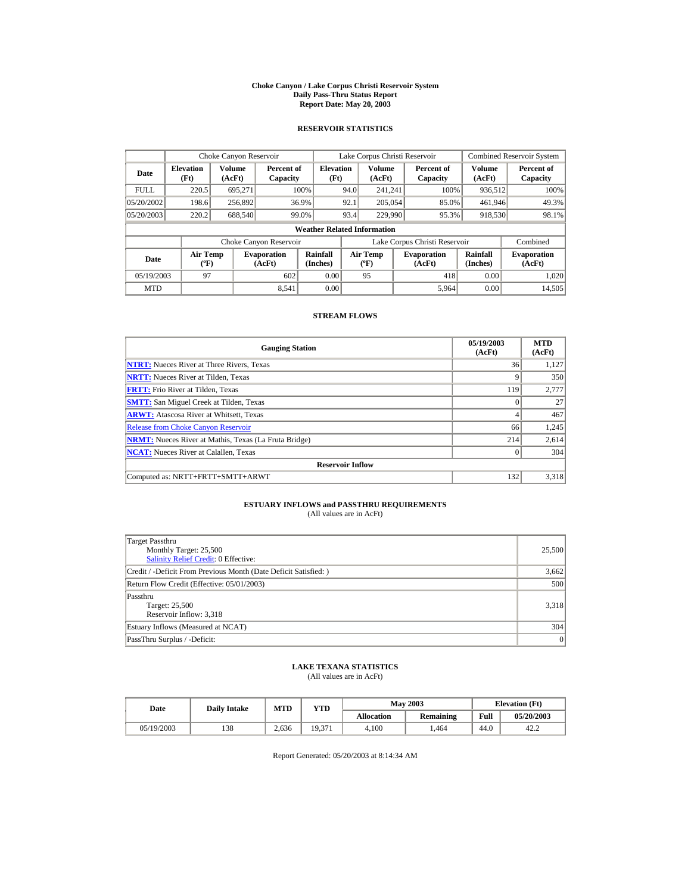# Choke Canyon / Lake Corpus Christi Reservoir System
## Daily Pass-Thru Status Report
### Report Date: May 20, 2003

## RESERVOIR STATISTICS

| Date | Choke Canyon Reservoir | | | Lake Corpus Christi Reservoir | | | Combined Reservoir System | |
|---|---|---|---|---|---|---|---|---|
| | Elevation (Ft) | Volume (AcFt) | Percent of Capacity | Elevation (Ft) | Volume (AcFt) | Percent of Capacity | Volume (AcFt) | Percent of Capacity |
| FULL | 220.5 | 695,271 | 100% | 94.0 | 241,241 | 100% | 936,512 | 100% |
| 05/20/2002 | 198.6 | 256,892 | 36.9% | 92.1 | 205,054 | 85.0% | 461,946 | 49.3% |
| 05/20/2003 | 220.2 | 688,540 | 99.0% | 93.4 | 229,990 | 95.3% | 918,530 | 98.1% |

**Weather Related Information**

| Date | Choke Canyon Reservoir | | | Lake Corpus Christi Reservoir | | | Combined |
|---|---|---|---|---|---|---|---|
| | Air Temp (ºF) | Evaporation (AcFt) | Rainfall (Inches) | Air Temp (ºF) | Evaporation (AcFt) | Rainfall (Inches) | Evaporation (AcFt) |
| 05/19/2003 | 97 | 602 | 0.00 | 95 | 418 | 0.00 | 1,020 |
| MTD | | 8,541 | 0.00 | | 5,964 | 0.00 | 14,505 |

## STREAM FLOWS

| Gauging Station | 05/19/2003 (AcFt) | MTD (AcFt) |
|---|---|---|
| **NTRT:** Nueces River at Three Rivers, Texas | 36 | 1,127 |
| **NRTT:** Nueces River at Tilden, Texas | 9 | 350 |
| **FRTT:** Frio River at Tilden, Texas | 119 | 2,777 |
| **SMTT:** San Miguel Creek at Tilden, Texas | 0 | 27 |
| **ARWT:** Atascosa River at Whitsett, Texas | 4 | 467 |
| Release from Choke Canyon Reservoir | 66 | 1,245 |
| **NRMT:** Nueces River at Mathis, Texas (La Fruta Bridge) | 214 | 2,614 |
| **NCAT:** Nueces River at Calallen, Texas | 0 | 304 |
| **Reservoir Inflow** | | |
| Computed as: NRTT+FRTT+SMTT+ARWT | 132 | 3,318 |

## ESTUARY INFLOWS and PASSTHRU REQUIREMENTS
(All values are in AcFt)

| | |
|---|---|
| Target Passthru<br>Monthly Target: 25,500<br>Salinity Relief Credit: 0 Effective: | 25,500 |
| Credit / -Deficit From Previous Month (Date Deficit Satisfied: ) | 3,662 |
| Return Flow Credit (Effective: 05/01/2003) | 500 |
| Passthru<br>Target: 25,500<br>Reservoir Inflow: 3,318 | 3,318 |
| Estuary Inflows (Measured at NCAT) | 304 |
| PassThru Surplus / -Deficit: | 0 |

## LAKE TEXANA STATISTICS
(All values are in AcFt)

| Date | Daily Intake | MTD | YTD | May 2003 | | Elevation (Ft) | |
|---|---|---|---|---|---|---|---|
| | | | | Allocation | Remaining | Full | 05/20/2003 |
| 05/19/2003 | 138 | 2,636 | 19,371 | 4,100 | 1,464 | 44.0 | 42.2 |

Report Generated: 05/20/2003 at 8:14:34 AM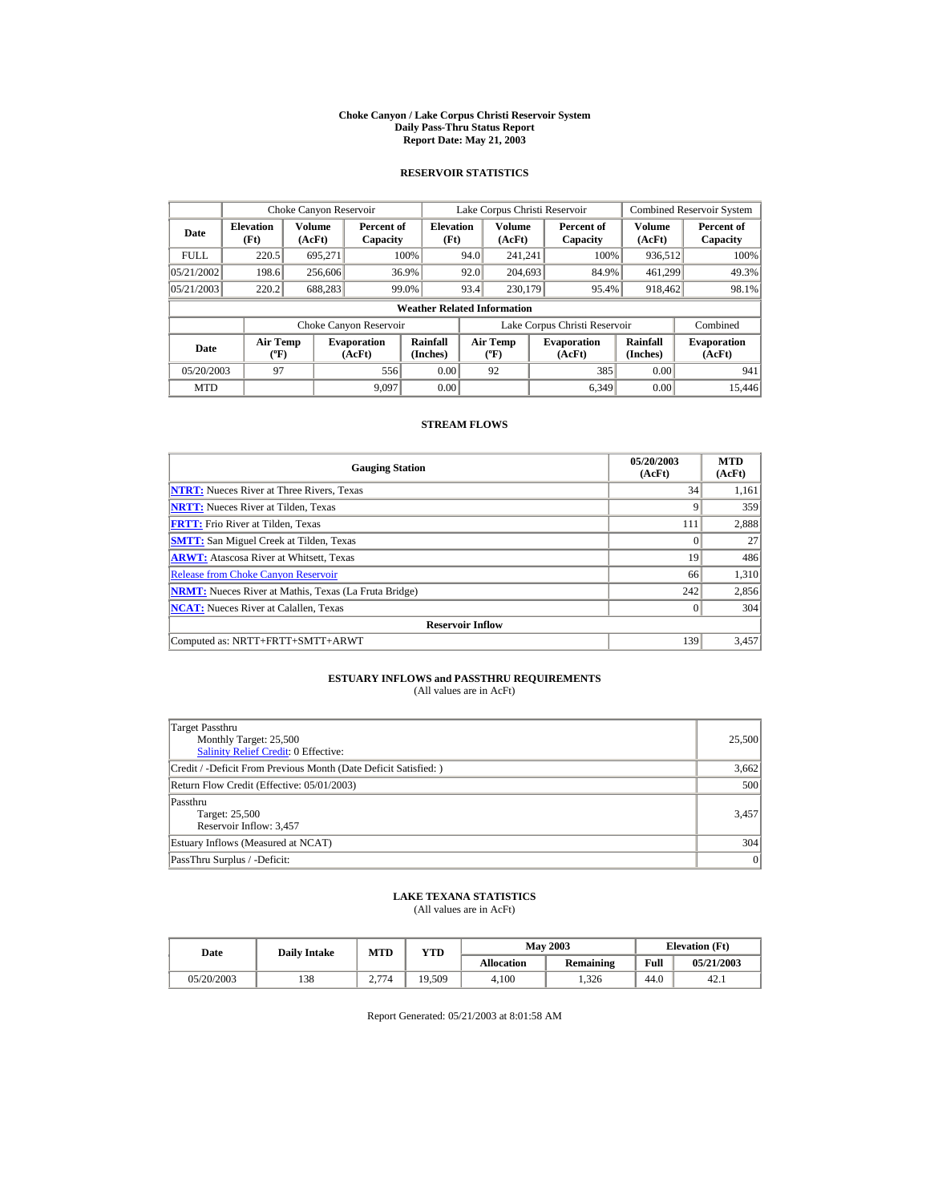# Choke Canyon / Lake Corpus Christi Reservoir System
## Daily Pass-Thru Status Report
### Report Date: May 21, 2003

## RESERVOIR STATISTICS

| Date | Choke Canyon Reservoir | | | Lake Corpus Christi Reservoir | | | Combined Reservoir System | |
|---|---|---|---|---|---|---|---|---|
| | Elevation (Ft) | Volume (AcFt) | Percent of Capacity | Elevation (Ft) | Volume (AcFt) | Percent of Capacity | Volume (AcFt) | Percent of Capacity |
| FULL | 220.5 | 695,271 | 100% | 94.0 | 241,241 | 100% | 936,512 | 100% |
| 05/21/2002 | 198.6 | 256,606 | 36.9% | 92.0 | 204,693 | 84.9% | 461,299 | 49.3% |
| 05/21/2003 | 220.2 | 688,283 | 99.0% | 93.4 | 230,179 | 95.4% | 918,462 | 98.1% |

### Weather Related Information

| Date | Choke Canyon Reservoir | | | Lake Corpus Christi Reservoir | | | Combined |
|---|---|---|---|---|---|---|---|
| | Air Temp (ºF) | Evaporation (AcFt) | Rainfall (Inches) | Air Temp (ºF) | Evaporation (AcFt) | Rainfall (Inches) | Evaporation (AcFt) |
| 05/20/2003 | 97 | 556 | 0.00 | 92 | 385 | 0.00 | 941 |
| MTD | | 9,097 | 0.00 | | 6,349 | 0.00 | 15,446 |

## STREAM FLOWS

| Gauging Station | 05/20/2003 (AcFt) | MTD (AcFt) |
|---|---|---|
| **NTRT:** Nueces River at Three Rivers, Texas | 34 | 1,161 |
| **NRTT:** Nueces River at Tilden, Texas | 9 | 359 |
| **FRTT:** Frio River at Tilden, Texas | 111 | 2,888 |
| **SMTT:** San Miguel Creek at Tilden, Texas | 0 | 27 |
| **ARWT:** Atascosa River at Whitsett, Texas | 19 | 486 |
| Release from Choke Canyon Reservoir | 66 | 1,310 |
| **NRMT:** Nueces River at Mathis, Texas (La Fruta Bridge) | 242 | 2,856 |
| **NCAT:** Nueces River at Calallen, Texas | 0 | 304 |
| **Reservoir Inflow** | | |
| Computed as: NRTT+FRTT+SMTT+ARWT | 139 | 3,457 |

## ESTUARY INFLOWS and PASSTHRU REQUIREMENTS
(All values are in AcFt)

| | |
|---|---|
| Target Passthru<br>Monthly Target: 25,500<br>Salinity Relief Credit: 0 Effective: | 25,500 |
| Credit / -Deficit From Previous Month (Date Deficit Satisfied: ) | 3,662 |
| Return Flow Credit (Effective: 05/01/2003) | 500 |
| Passthru<br>Target: 25,500<br>Reservoir Inflow: 3,457 | 3,457 |
| Estuary Inflows (Measured at NCAT) | 304 |
| PassThru Surplus / -Deficit: | 0 |

## LAKE TEXANA STATISTICS
(All values are in AcFt)

| Date | Daily Intake | MTD | YTD | May 2003 | | Elevation (Ft) | |
|---|---|---|---|---|---|---|---|
| | | | | Allocation | Remaining | Full | 05/21/2003 |
| 05/20/2003 | 138 | 2,774 | 19,509 | 4,100 | 1,326 | 44.0 | 42.1 |

Report Generated: 05/21/2003 at 8:01:58 AM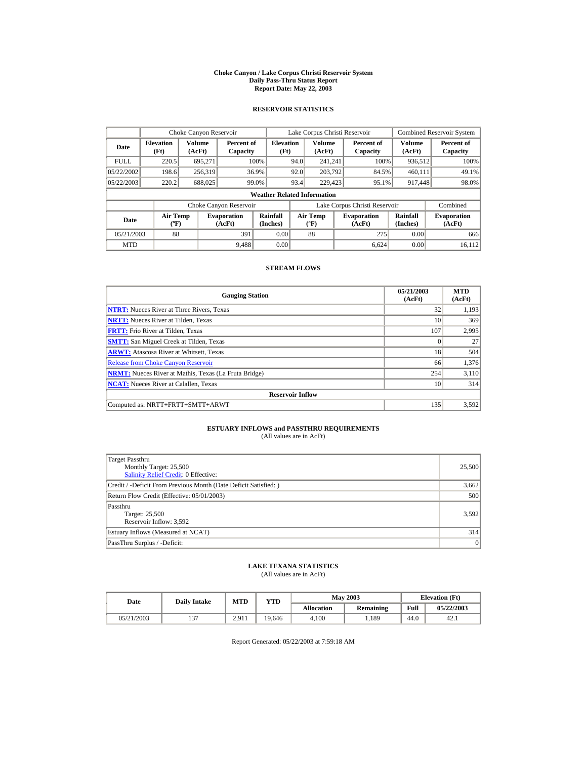# Choke Canyon / Lake Corpus Christi Reservoir System
## Daily Pass-Thru Status Report
## Report Date: May 22, 2003

### RESERVOIR STATISTICS

| Date | Choke Canyon Reservoir | | | Lake Corpus Christi Reservoir | | | Combined Reservoir System | |
|---|---|---|---|---|---|---|---|---|
| | Elevation (Ft) | Volume (AcFt) | Percent of Capacity | Elevation (Ft) | Volume (AcFt) | Percent of Capacity | Volume (AcFt) | Percent of Capacity |
| FULL | 220.5 | 695,271 | 100% | 94.0 | 241,241 | 100% | 936,512 | 100% |
| 05/22/2002 | 198.6 | 256,319 | 36.9% | 92.0 | 203,792 | 84.5% | 460,111 | 49.1% |
| 05/22/2003 | 220.2 | 688,025 | 99.0% | 93.4 | 229,423 | 95.1% | 917,448 | 98.0% |

**Weather Related Information**

| Date | Choke Canyon Reservoir | | | Lake Corpus Christi Reservoir | | | Combined |
|---|---|---|---|---|---|---|---|
| | Air Temp (ºF) | Evaporation (AcFt) | Rainfall (Inches) | Air Temp (ºF) | Evaporation (AcFt) | Rainfall (Inches) | Evaporation (AcFt) |
| 05/21/2003 | 88 | 391 | 0.00 | 88 | 275 | 0.00 | 666 |
| MTD | | 9,488 | 0.00 | | 6,624 | 0.00 | 16,112 |

### STREAM FLOWS

| Gauging Station | 05/21/2003 (AcFt) | MTD (AcFt) |
|---|---|---|
| **NTRT:** Nueces River at Three Rivers, Texas | 32 | 1,193 |
| **NRTT:** Nueces River at Tilden, Texas | 10 | 369 |
| **FRTT:** Frio River at Tilden, Texas | 107 | 2,995 |
| **SMTT:** San Miguel Creek at Tilden, Texas | 0 | 27 |
| **ARWT:** Atascosa River at Whitsett, Texas | 18 | 504 |
| Release from Choke Canyon Reservoir | 66 | 1,376 |
| **NRMT:** Nueces River at Mathis, Texas (La Fruta Bridge) | 254 | 3,110 |
| **NCAT:** Nueces River at Calallen, Texas | 10 | 314 |
| **Reservoir Inflow** | | |
| Computed as: NRTT+FRTT+SMTT+ARWT | 135 | 3,592 |

### ESTUARY INFLOWS and PASSTHRU REQUIREMENTS
(All values are in AcFt)

| | |
|---|---|
| Target Passthru<br>Monthly Target: 25,500<br>Salinity Relief Credit: 0 Effective: | 25,500 |
| Credit / -Deficit From Previous Month (Date Deficit Satisfied: ) | 3,662 |
| Return Flow Credit (Effective: 05/01/2003) | 500 |
| Passthru<br>Target: 25,500<br>Reservoir Inflow: 3,592 | 3,592 |
| Estuary Inflows (Measured at NCAT) | 314 |
| PassThru Surplus / -Deficit: | 0 |

### LAKE TEXANA STATISTICS
(All values are in AcFt)

| Date | Daily Intake | MTD | YTD | May 2003 | | Elevation (Ft) | |
|---|---|---|---|---|---|---|---|
| | | | | Allocation | Remaining | Full | 05/22/2003 |
| 05/21/2003 | 137 | 2,911 | 19,646 | 4,100 | 1,189 | 44.0 | 42.1 |

Report Generated: 05/22/2003 at 7:59:18 AM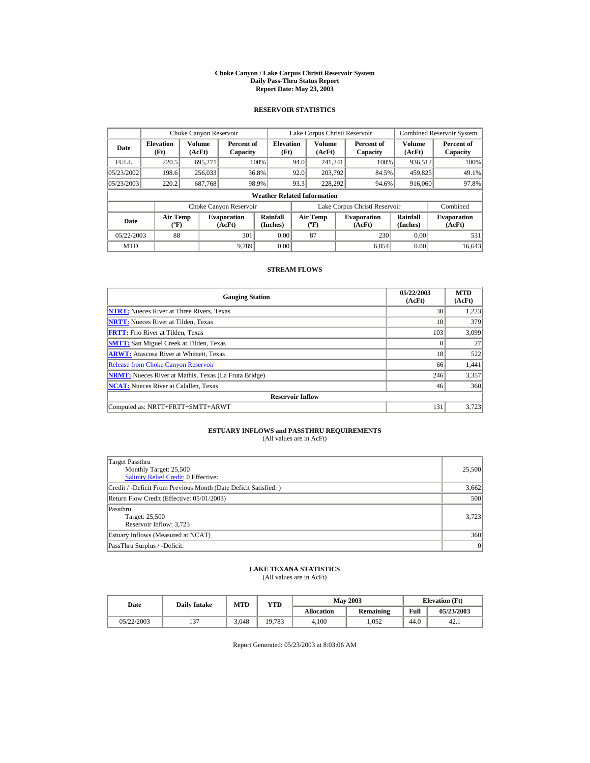# Choke Canyon / Lake Corpus Christi Reservoir System
## Daily Pass-Thru Status Report
### Report Date: May 23, 2003

## RESERVOIR STATISTICS

| Date | Choke Canyon Reservoir | | | Lake Corpus Christi Reservoir | | | Combined Reservoir System | |
|---|---|---|---|---|---|---|---|---|
| | Elevation (Ft) | Volume (AcFt) | Percent of Capacity | Elevation (Ft) | Volume (AcFt) | Percent of Capacity | Volume (AcFt) | Percent of Capacity |
| FULL | 220.5 | 695,271 | 100% | 94.0 | 241,241 | 100% | 936,512 | 100% |
| 05/23/2002 | 198.6 | 256,033 | 36.8% | 92.0 | 203,792 | 84.5% | 459,825 | 49.1% |
| 05/23/2003 | 220.2 | 687,768 | 98.9% | 93.3 | 228,292 | 94.6% | 916,060 | 97.8% |

**Weather Related Information**

| Date | Choke Canyon Reservoir | | | Lake Corpus Christi Reservoir | | | Combined |
|---|---|---|---|---|---|---|---|
| | Air Temp (ºF) | Evaporation (AcFt) | Rainfall (Inches) | Air Temp (ºF) | Evaporation (AcFt) | Rainfall (Inches) | Evaporation (AcFt) |
| 05/22/2003 | 88 | 301 | 0.00 | 87 | 230 | 0.00 | 531 |
| MTD | | 9,789 | 0.00 | | 6,854 | 0.00 | 16,643 |

## STREAM FLOWS

| Gauging Station | 05/22/2003 (AcFt) | MTD (AcFt) |
|---|---|---|
| **NTRT:** Nueces River at Three Rivers, Texas | 30 | 1,223 |
| **NRTT:** Nueces River at Tilden, Texas | 10 | 379 |
| **FRTT:** Frio River at Tilden, Texas | 103 | 3,099 |
| **SMTT:** San Miguel Creek at Tilden, Texas | 0 | 27 |
| **ARWT:** Atascosa River at Whitsett, Texas | 18 | 522 |
| Release from Choke Canyon Reservoir | 66 | 1,441 |
| **NRMT:** Nueces River at Mathis, Texas (La Fruta Bridge) | 246 | 3,357 |
| **NCAT:** Nueces River at Calallen, Texas | 46 | 360 |
| **Reservoir Inflow** | | |
| Computed as: NRTT+FRTT+SMTT+ARWT | 131 | 3,723 |

## ESTUARY INFLOWS and PASSTHRU REQUIREMENTS
(All values are in AcFt)

| | |
|---|---|
| Target Passthru<br>Monthly Target: 25,500<br>Salinity Relief Credit: 0 Effective: | 25,500 |
| Credit / -Deficit From Previous Month (Date Deficit Satisfied: ) | 3,662 |
| Return Flow Credit (Effective: 05/01/2003) | 500 |
| Passthru<br>Target: 25,500<br>Reservoir Inflow: 3,723 | 3,723 |
| Estuary Inflows (Measured at NCAT) | 360 |
| PassThru Surplus / -Deficit: | 0 |

## LAKE TEXANA STATISTICS
(All values are in AcFt)

| Date | Daily Intake | MTD | YTD | May 2003 | | Elevation (Ft) | |
|---|---|---|---|---|---|---|---|
| | | | | Allocation | Remaining | Full | 05/23/2003 |
| 05/22/2003 | 137 | 3,048 | 19,783 | 4,100 | 1,052 | 44.0 | 42.1 |

Report Generated: 05/23/2003 at 8:03:06 AM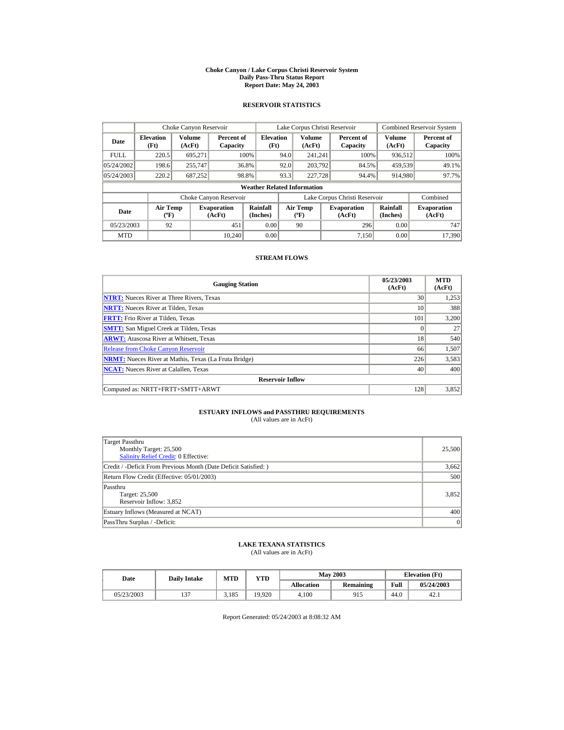# Choke Canyon / Lake Corpus Christi Reservoir System
## Daily Pass-Thru Status Report
### Report Date: May 24, 2003

## RESERVOIR STATISTICS

| Date | Choke Canyon Reservoir | | | Lake Corpus Christi Reservoir | | | Combined Reservoir System | |
|---|---|---|---|---|---|---|---|---|
| | Elevation (Ft) | Volume (AcFt) | Percent of Capacity | Elevation (Ft) | Volume (AcFt) | Percent of Capacity | Volume (AcFt) | Percent of Capacity |
| FULL | 220.5 | 695,271 | 100% | 94.0 | 241,241 | 100% | 936,512 | 100% |
| 05/24/2002 | 198.6 | 255,747 | 36.8% | 92.0 | 203,792 | 84.5% | 459,539 | 49.1% |
| 05/24/2003 | 220.2 | 687,252 | 98.8% | 93.3 | 227,728 | 94.4% | 914,980 | 97.7% |

**Weather Related Information**

| Date | Choke Canyon Reservoir | | | Lake Corpus Christi Reservoir | | | Combined |
|---|---|---|---|---|---|---|---|
| | Air Temp (ºF) | Evaporation (AcFt) | Rainfall (Inches) | Air Temp (ºF) | Evaporation (AcFt) | Rainfall (Inches) | Evaporation (AcFt) |
| 05/23/2003 | 92 | 451 | 0.00 | 90 | 296 | 0.00 | 747 |
| MTD | | 10,240 | 0.00 | | 7,150 | 0.00 | 17,390 |

## STREAM FLOWS

| Gauging Station | 05/23/2003 (AcFt) | MTD (AcFt) |
|---|---|---|
| NTRT: Nueces River at Three Rivers, Texas | 30 | 1,253 |
| NRTT: Nueces River at Tilden, Texas | 10 | 388 |
| FRTT: Frio River at Tilden, Texas | 101 | 3,200 |
| SMTT: San Miguel Creek at Tilden, Texas | 0 | 27 |
| ARWT: Atascosa River at Whitsett, Texas | 18 | 540 |
| Release from Choke Canyon Reservoir | 66 | 1,507 |
| NRMT: Nueces River at Mathis, Texas (La Fruta Bridge) | 226 | 3,583 |
| NCAT: Nueces River at Calallen, Texas | 40 | 400 |
| **Reservoir Inflow** | | |
| Computed as: NRTT+FRTT+SMTT+ARWT | 128 | 3,852 |

## ESTUARY INFLOWS and PASSTHRU REQUIREMENTS
(All values are in AcFt)

| | |
|---|---|
| Target Passthru<br>Monthly Target: 25,500<br>Salinity Relief Credit: 0 Effective: | 25,500 |
| Credit / -Deficit From Previous Month (Date Deficit Satisfied: ) | 3,662 |
| Return Flow Credit (Effective: 05/01/2003) | 500 |
| Passthru<br>Target: 25,500<br>Reservoir Inflow: 3,852 | 3,852 |
| Estuary Inflows (Measured at NCAT) | 400 |
| PassThru Surplus / -Deficit: | 0 |

## LAKE TEXANA STATISTICS
(All values are in AcFt)

| Date | Daily Intake | MTD | YTD | May 2003 | | Elevation (Ft) | |
|---|---|---|---|---|---|---|---|
| | | | | Allocation | Remaining | Full | 05/24/2003 |
| 05/23/2003 | 137 | 3,185 | 19,920 | 4,100 | 915 | 44.0 | 42.1 |

Report Generated: 05/24/2003 at 8:08:32 AM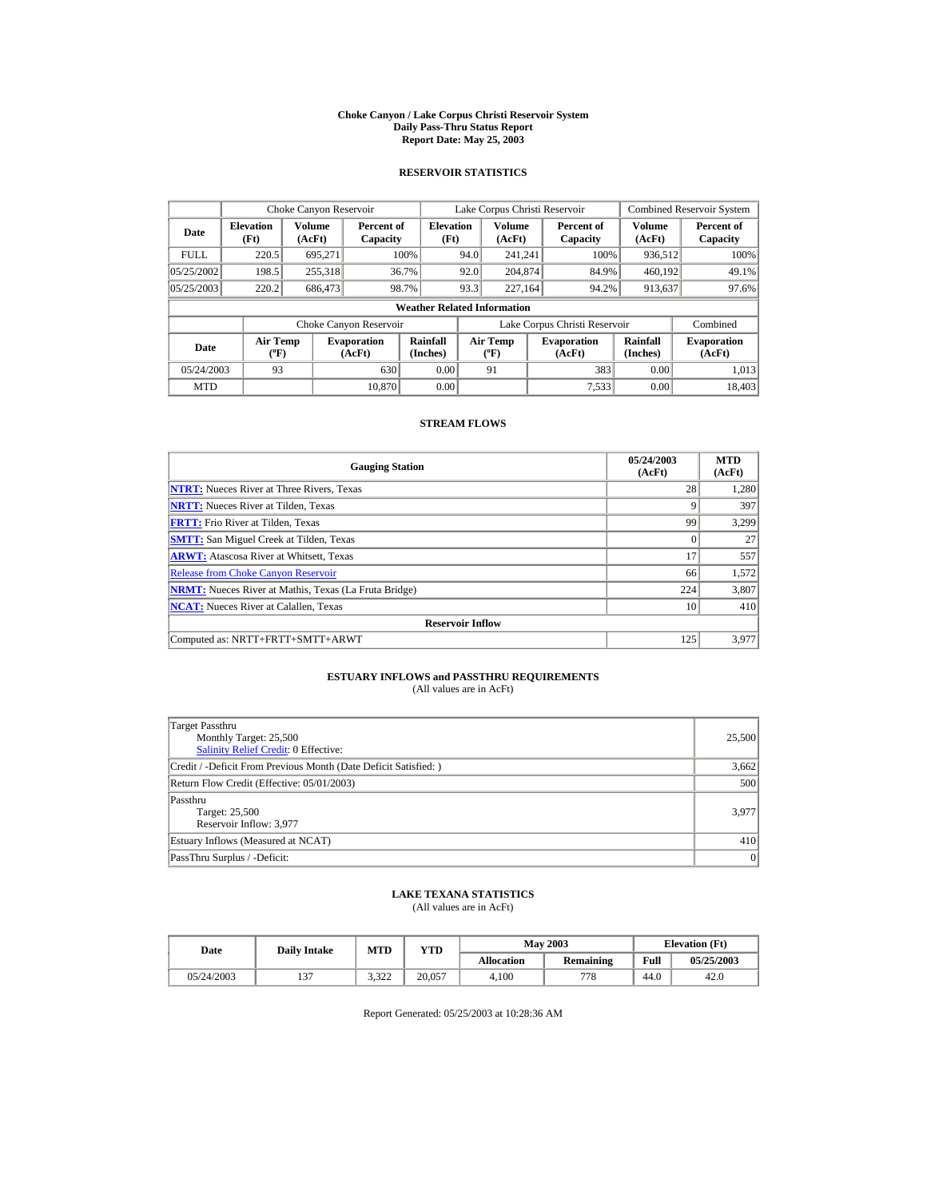# Choke Canyon / Lake Corpus Christi Reservoir System
## Daily Pass-Thru Status Report
### Report Date: May 25, 2003

## RESERVOIR STATISTICS

| | Choke Canyon Reservoir | | | Lake Corpus Christi Reservoir | | | Combined Reservoir System | |
|---|---|---|---|---|---|---|---|---|
| **Date** | **Elevation (Ft)** | **Volume (AcFt)** | **Percent of Capacity** | **Elevation (Ft)** | **Volume (AcFt)** | **Percent of Capacity** | **Volume (AcFt)** | **Percent of Capacity** |
| FULL | 220.5 | 695,271 | 100% | 94.0 | 241,241 | 100% | 936,512 | 100% |
| 05/25/2002 | 198.5 | 255,318 | 36.7% | 92.0 | 204,874 | 84.9% | 460,192 | 49.1% |
| 05/25/2003 | 220.2 | 686,473 | 98.7% | 93.3 | 227,164 | 94.2% | 913,637 | 97.6% |

**Weather Related Information**

| | Choke Canyon Reservoir | | | Lake Corpus Christi Reservoir | | | Combined |
|---|---|---|---|---|---|---|---|
| **Date** | **Air Temp (ºF)** | **Evaporation (AcFt)** | **Rainfall (Inches)** | **Air Temp (ºF)** | **Evaporation (AcFt)** | **Rainfall (Inches)** | **Evaporation (AcFt)** |
| 05/24/2003 | 93 | 630 | 0.00 | 91 | 383 | 0.00 | 1,013 |
| MTD | | 10,870 | 0.00 | | 7,533 | 0.00 | 18,403 |

## STREAM FLOWS

| Gauging Station | 05/24/2003 (AcFt) | MTD (AcFt) |
|---|---|---|
| **NTRT:** Nueces River at Three Rivers, Texas | 28 | 1,280 |
| **NRTT:** Nueces River at Tilden, Texas | 9 | 397 |
| **FRTT:** Frio River at Tilden, Texas | 99 | 3,299 |
| **SMTT:** San Miguel Creek at Tilden, Texas | 0 | 27 |
| **ARWT:** Atascosa River at Whitsett, Texas | 17 | 557 |
| Release from Choke Canyon Reservoir | 66 | 1,572 |
| **NRMT:** Nueces River at Mathis, Texas (La Fruta Bridge) | 224 | 3,807 |
| **NCAT:** Nueces River at Calallen, Texas | 10 | 410 |
| **Reservoir Inflow** | | |
| Computed as: NRTT+FRTT+SMTT+ARWT | 125 | 3,977 |

## ESTUARY INFLOWS and PASSTHRU REQUIREMENTS
(All values are in AcFt)

| | |
|---|---|
| Target Passthru<br>Monthly Target: 25,500<br>Salinity Relief Credit: 0 Effective: | 25,500 |
| Credit / -Deficit From Previous Month (Date Deficit Satisfied: ) | 3,662 |
| Return Flow Credit (Effective: 05/01/2003) | 500 |
| Passthru<br>Target: 25,500<br>Reservoir Inflow: 3,977 | 3,977 |
| Estuary Inflows (Measured at NCAT) | 410 |
| PassThru Surplus / -Deficit: | 0 |

## LAKE TEXANA STATISTICS
(All values are in AcFt)

| Date | Daily Intake | MTD | YTD | May 2003 | | Elevation (Ft) | |
|---|---|---|---|---|---|---|---|
| | | | | **Allocation** | **Remaining** | **Full** | **05/25/2003** |
| 05/24/2003 | 137 | 3,322 | 20,057 | 4,100 | 778 | 44.0 | 42.0 |

Report Generated: 05/25/2003 at 10:28:36 AM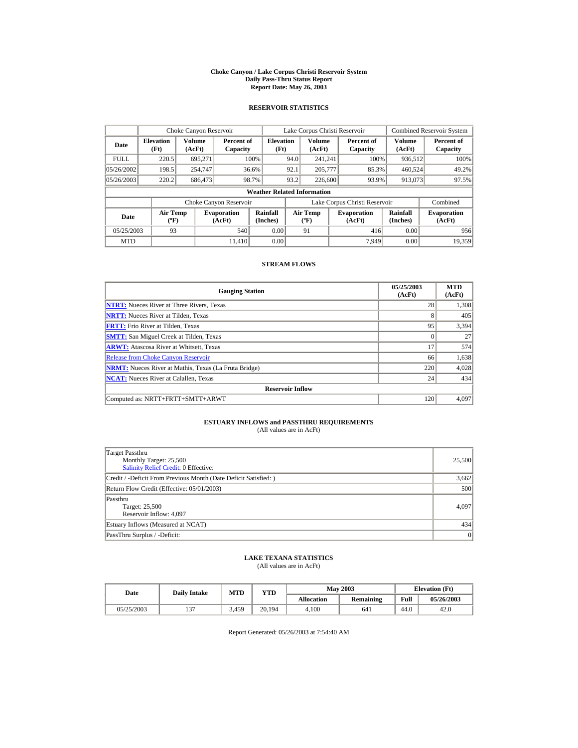# Choke Canyon / Lake Corpus Christi Reservoir System
## Daily Pass-Thru Status Report
### Report Date: May 26, 2003

## RESERVOIR STATISTICS

| | Choke Canyon Reservoir | | | Lake Corpus Christi Reservoir | | | Combined Reservoir System | |
|---|---|---|---|---|---|---|---|---|
| **Date** | **Elevation (Ft)** | **Volume (AcFt)** | **Percent of Capacity** | **Elevation (Ft)** | **Volume (AcFt)** | **Percent of Capacity** | **Volume (AcFt)** | **Percent of Capacity** |
| FULL | 220.5 | 695,271 | 100% | 94.0 | 241,241 | 100% | 936,512 | 100% |
| 05/26/2002 | 198.5 | 254,747 | 36.6% | 92.1 | 205,777 | 85.3% | 460,524 | 49.2% |
| 05/26/2003 | 220.2 | 686,473 | 98.7% | 93.2 | 226,600 | 93.9% | 913,073 | 97.5% |

**Weather Related Information**

| | Choke Canyon Reservoir | | | Lake Corpus Christi Reservoir | | | Combined |
|---|---|---|---|---|---|---|---|
| **Date** | **Air Temp (ºF)** | **Evaporation (AcFt)** | **Rainfall (Inches)** | **Air Temp (ºF)** | **Evaporation (AcFt)** | **Rainfall (Inches)** | **Evaporation (AcFt)** |
| 05/25/2003 | 93 | 540 | 0.00 | 91 | 416 | 0.00 | 956 |
| MTD | | 11,410 | 0.00 | | 7,949 | 0.00 | 19,359 |

## STREAM FLOWS

| Gauging Station | 05/25/2003 (AcFt) | MTD (AcFt) |
|---|---|---|
| **NTRT:** Nueces River at Three Rivers, Texas | 28 | 1,308 |
| **NRTT:** Nueces River at Tilden, Texas | 8 | 405 |
| **FRTT:** Frio River at Tilden, Texas | 95 | 3,394 |
| **SMTT:** San Miguel Creek at Tilden, Texas | 0 | 27 |
| **ARWT:** Atascosa River at Whitsett, Texas | 17 | 574 |
| Release from Choke Canyon Reservoir | 66 | 1,638 |
| **NRMT:** Nueces River at Mathis, Texas (La Fruta Bridge) | 220 | 4,028 |
| **NCAT:** Nueces River at Calallen, Texas | 24 | 434 |
| **Reservoir Inflow** | | |
| Computed as: NRTT+FRTT+SMTT+ARWT | 120 | 4,097 |

## ESTUARY INFLOWS and PASSTHRU REQUIREMENTS
(All values are in AcFt)

| | |
|---|---|
| Target Passthru<br>Monthly Target: 25,500<br>Salinity Relief Credit: 0 Effective: | 25,500 |
| Credit / -Deficit From Previous Month (Date Deficit Satisfied: ) | 3,662 |
| Return Flow Credit (Effective: 05/01/2003) | 500 |
| Passthru<br>Target: 25,500<br>Reservoir Inflow: 4,097 | 4,097 |
| Estuary Inflows (Measured at NCAT) | 434 |
| PassThru Surplus / -Deficit: | 0 |

## LAKE TEXANA STATISTICS
(All values are in AcFt)

| Date | Daily Intake | MTD | YTD | May 2003 | | Elevation (Ft) | |
|---|---|---|---|---|---|---|---|
| | | | | **Allocation** | **Remaining** | **Full** | **05/26/2003** |
| 05/25/2003 | 137 | 3,459 | 20,194 | 4,100 | 641 | 44.0 | 42.0 |

Report Generated: 05/26/2003 at 7:54:40 AM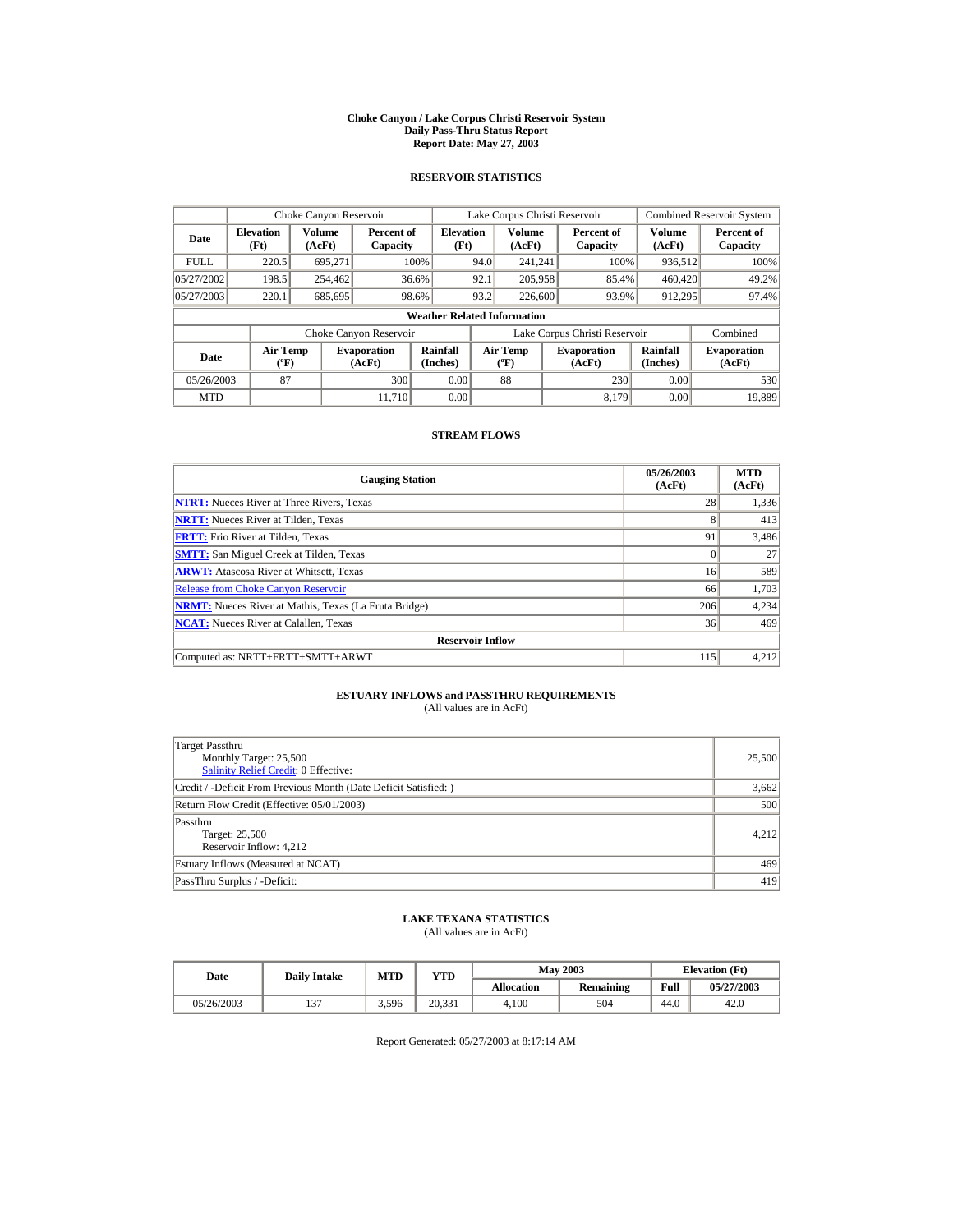# Choke Canyon / Lake Corpus Christi Reservoir System
## Daily Pass-Thru Status Report
### Report Date: May 27, 2003

## RESERVOIR STATISTICS

| | Choke Canyon Reservoir | | | Lake Corpus Christi Reservoir | | | Combined Reservoir System | |
|---|---|---|---|---|---|---|---|---|
| **Date** | **Elevation (Ft)** | **Volume (AcFt)** | **Percent of Capacity** | **Elevation (Ft)** | **Volume (AcFt)** | **Percent of Capacity** | **Volume (AcFt)** | **Percent of Capacity** |
| FULL | 220.5 | 695,271 | 100% | 94.0 | 241,241 | 100% | 936,512 | 100% |
| 05/27/2002 | 198.5 | 254,462 | 36.6% | 92.1 | 205,958 | 85.4% | 460,420 | 49.2% |
| 05/27/2003 | 220.1 | 685,695 | 98.6% | 93.2 | 226,600 | 93.9% | 912,295 | 97.4% |

**Weather Related Information**

| | Choke Canyon Reservoir | | | Lake Corpus Christi Reservoir | | | Combined |
|---|---|---|---|---|---|---|---|
| **Date** | **Air Temp (ºF)** | **Evaporation (AcFt)** | **Rainfall (Inches)** | **Air Temp (ºF)** | **Evaporation (AcFt)** | **Rainfall (Inches)** | **Evaporation (AcFt)** |
| 05/26/2003 | 87 | 300 | 0.00 | 88 | 230 | 0.00 | 530 |
| MTD | | 11,710 | 0.00 | | 8,179 | 0.00 | 19,889 |

## STREAM FLOWS

| Gauging Station | 05/26/2003 (AcFt) | MTD (AcFt) |
|---|---|---|
| **NTRT:** Nueces River at Three Rivers, Texas | 28 | 1,336 |
| **NRTT:** Nueces River at Tilden, Texas | 8 | 413 |
| **FRTT:** Frio River at Tilden, Texas | 91 | 3,486 |
| **SMTT:** San Miguel Creek at Tilden, Texas | 0 | 27 |
| **ARWT:** Atascosa River at Whitsett, Texas | 16 | 589 |
| Release from Choke Canyon Reservoir | 66 | 1,703 |
| **NRMT:** Nueces River at Mathis, Texas (La Fruta Bridge) | 206 | 4,234 |
| **NCAT:** Nueces River at Calallen, Texas | 36 | 469 |
| **Reservoir Inflow** | | |
| Computed as: NRTT+FRTT+SMTT+ARWT | 115 | 4,212 |

## ESTUARY INFLOWS and PASSTHRU REQUIREMENTS
(All values are in AcFt)

| | |
|---|---|
| Target Passthru<br>Monthly Target: 25,500<br>Salinity Relief Credit: 0 Effective: | 25,500 |
| Credit / -Deficit From Previous Month (Date Deficit Satisfied: ) | 3,662 |
| Return Flow Credit (Effective: 05/01/2003) | 500 |
| Passthru<br>Target: 25,500<br>Reservoir Inflow: 4,212 | 4,212 |
| Estuary Inflows (Measured at NCAT) | 469 |
| PassThru Surplus / -Deficit: | 419 |

## LAKE TEXANA STATISTICS
(All values are in AcFt)

| Date | Daily Intake | MTD | YTD | May 2003 | | Elevation (Ft) | |
|---|---|---|---|---|---|---|---|
| | | | | **Allocation** | **Remaining** | **Full** | **05/27/2003** |
| 05/26/2003 | 137 | 3,596 | 20,331 | 4,100 | 504 | 44.0 | 42.0 |

Report Generated: 05/27/2003 at 8:17:14 AM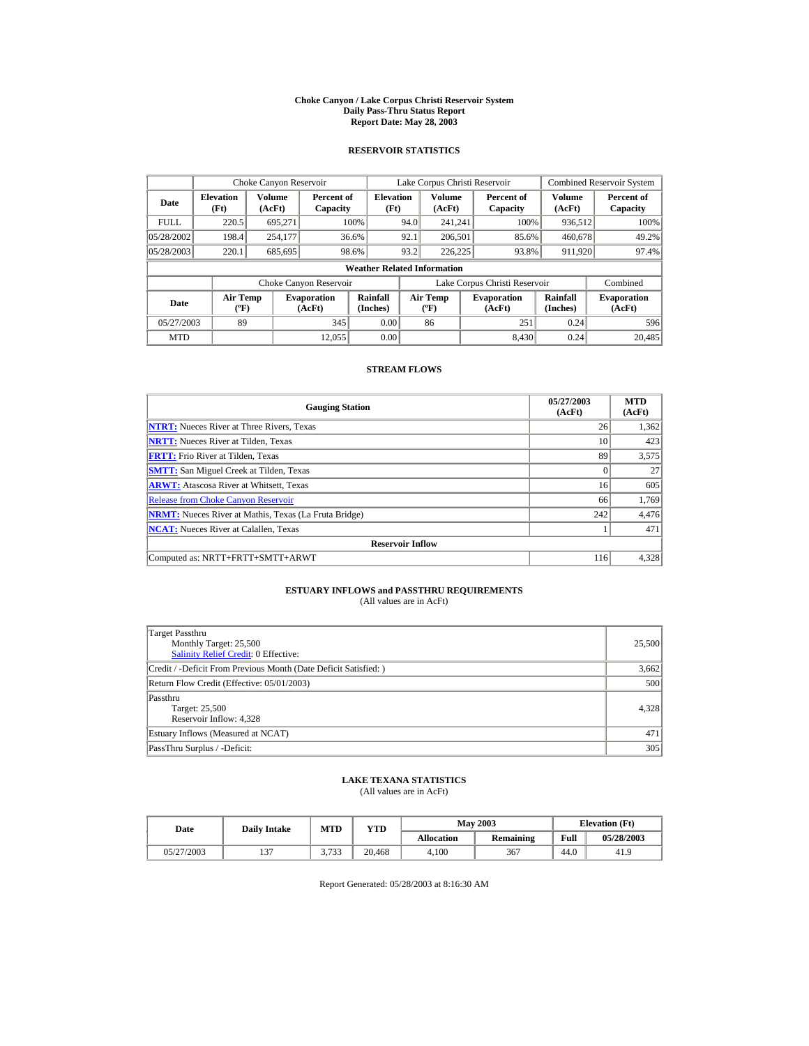# Choke Canyon / Lake Corpus Christi Reservoir System
## Daily Pass-Thru Status Report
### Report Date: May 28, 2003

## RESERVOIR STATISTICS

| | Choke Canyon Reservoir | | | Lake Corpus Christi Reservoir | | | Combined Reservoir System | |
|---|---|---|---|---|---|---|---|---|
| Date | Elevation (Ft) | Volume (AcFt) | Percent of Capacity | Elevation (Ft) | Volume (AcFt) | Percent of Capacity | Volume (AcFt) | Percent of Capacity |
| FULL | 220.5 | 695,271 | 100% | 94.0 | 241,241 | 100% | 936,512 | 100% |
| 05/28/2002 | 198.4 | 254,177 | 36.6% | 92.1 | 206,501 | 85.6% | 460,678 | 49.2% |
| 05/28/2003 | 220.1 | 685,695 | 98.6% | 93.2 | 226,225 | 93.8% | 911,920 | 97.4% |

**Weather Related Information**

| | Choke Canyon Reservoir | | | Lake Corpus Christi Reservoir | | | Combined |
|---|---|---|---|---|---|---|---|
| Date | Air Temp (ºF) | Evaporation (AcFt) | Rainfall (Inches) | Air Temp (ºF) | Evaporation (AcFt) | Rainfall (Inches) | Evaporation (AcFt) |
| 05/27/2003 | 89 | 345 | 0.00 | 86 | 251 | 0.24 | 596 |
| MTD | | 12,055 | 0.00 | | 8,430 | 0.24 | 20,485 |

## STREAM FLOWS

| Gauging Station | 05/27/2003 (AcFt) | MTD (AcFt) |
|---|---|---|
| **NTRT:** Nueces River at Three Rivers, Texas | 26 | 1,362 |
| **NRTT:** Nueces River at Tilden, Texas | 10 | 423 |
| **FRTT:** Frio River at Tilden, Texas | 89 | 3,575 |
| **SMTT:** San Miguel Creek at Tilden, Texas | 0 | 27 |
| **ARWT:** Atascosa River at Whitsett, Texas | 16 | 605 |
| Release from Choke Canyon Reservoir | 66 | 1,769 |
| **NRMT:** Nueces River at Mathis, Texas (La Fruta Bridge) | 242 | 4,476 |
| **NCAT:** Nueces River at Calallen, Texas | 1 | 471 |
| **Reservoir Inflow** | | |
| Computed as: NRTT+FRTT+SMTT+ARWT | 116 | 4,328 |

## ESTUARY INFLOWS and PASSTHRU REQUIREMENTS

(All values are in AcFt)

| | |
|---|---|
| Target Passthru<br>Monthly Target: 25,500<br>Salinity Relief Credit: 0 Effective: | 25,500 |
| Credit / -Deficit From Previous Month (Date Deficit Satisfied: ) | 3,662 |
| Return Flow Credit (Effective: 05/01/2003) | 500 |
| Passthru<br>Target: 25,500<br>Reservoir Inflow: 4,328 | 4,328 |
| Estuary Inflows (Measured at NCAT) | 471 |
| PassThru Surplus / -Deficit: | 305 |

## LAKE TEXANA STATISTICS

(All values are in AcFt)

| Date | Daily Intake | MTD | YTD | May 2003 | | Elevation (Ft) | |
|---|---|---|---|---|---|---|---|
| | | | | Allocation | Remaining | Full | 05/28/2003 |
| 05/27/2003 | 137 | 3,733 | 20,468 | 4,100 | 367 | 44.0 | 41.9 |

Report Generated: 05/28/2003 at 8:16:30 AM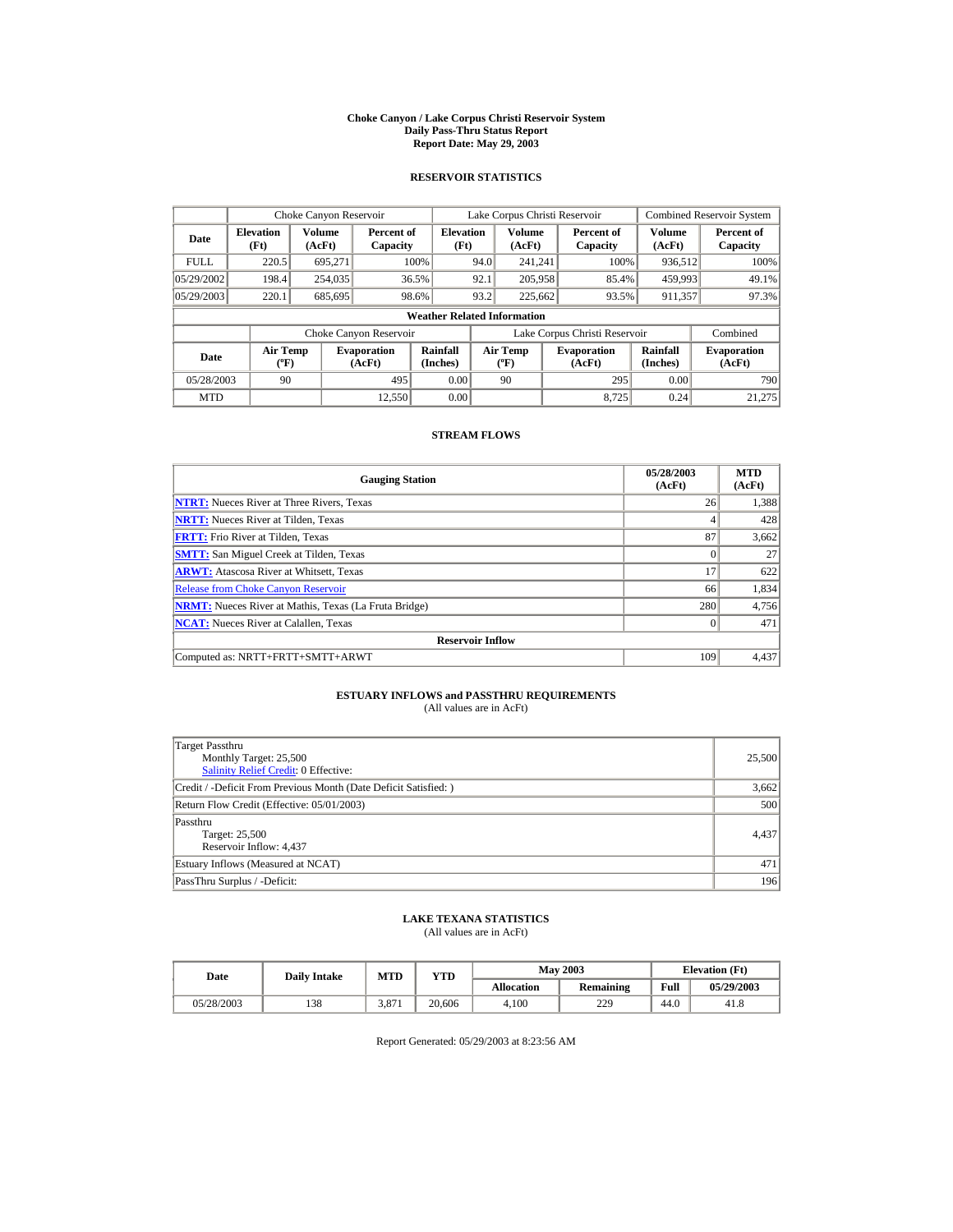# Choke Canyon / Lake Corpus Christi Reservoir System
## Daily Pass-Thru Status Report
## Report Date: May 29, 2003

### RESERVOIR STATISTICS

| | Choke Canyon Reservoir | | | Lake Corpus Christi Reservoir | | | Combined Reservoir System | |
|---|---|---|---|---|---|---|---|---|
| **Date** | **Elevation (Ft)** | **Volume (AcFt)** | **Percent of Capacity** | **Elevation (Ft)** | **Volume (AcFt)** | **Percent of Capacity** | **Volume (AcFt)** | **Percent of Capacity** |
| FULL | 220.5 | 695,271 | 100% | 94.0 | 241,241 | 100% | 936,512 | 100% |
| 05/29/2002 | 198.4 | 254,035 | 36.5% | 92.1 | 205,958 | 85.4% | 459,993 | 49.1% |
| 05/29/2003 | 220.1 | 685,695 | 98.6% | 93.2 | 225,662 | 93.5% | 911,357 | 97.3% |

**Weather Related Information**

| | Choke Canyon Reservoir | | | Lake Corpus Christi Reservoir | | | Combined |
|---|---|---|---|---|---|---|---|
| **Date** | **Air Temp (ºF)** | **Evaporation (AcFt)** | **Rainfall (Inches)** | **Air Temp (ºF)** | **Evaporation (AcFt)** | **Rainfall (Inches)** | **Evaporation (AcFt)** |
| 05/28/2003 | 90 | 495 | 0.00 | 90 | 295 | 0.00 | 790 |
| MTD | | 12,550 | 0.00 | | 8,725 | 0.24 | 21,275 |

### STREAM FLOWS

| Gauging Station | 05/28/2003 (AcFt) | MTD (AcFt) |
|---|---|---|
| **NTRT:** Nueces River at Three Rivers, Texas | 26 | 1,388 |
| **NRTT:** Nueces River at Tilden, Texas | 4 | 428 |
| **FRTT:** Frio River at Tilden, Texas | 87 | 3,662 |
| **SMTT:** San Miguel Creek at Tilden, Texas | 0 | 27 |
| **ARWT:** Atascosa River at Whitsett, Texas | 17 | 622 |
| Release from Choke Canyon Reservoir | 66 | 1,834 |
| **NRMT:** Nueces River at Mathis, Texas (La Fruta Bridge) | 280 | 4,756 |
| **NCAT:** Nueces River at Calallen, Texas | 0 | 471 |
| **Reservoir Inflow** | | |
| Computed as: NRTT+FRTT+SMTT+ARWT | 109 | 4,437 |

### ESTUARY INFLOWS and PASSTHRU REQUIREMENTS
(All values are in AcFt)

| | |
|---|---|
| Target Passthru<br>Monthly Target: 25,500<br>Salinity Relief Credit: 0 Effective: | 25,500 |
| Credit / -Deficit From Previous Month (Date Deficit Satisfied: ) | 3,662 |
| Return Flow Credit (Effective: 05/01/2003) | 500 |
| Passthru<br>Target: 25,500<br>Reservoir Inflow: 4,437 | 4,437 |
| Estuary Inflows (Measured at NCAT) | 471 |
| PassThru Surplus / -Deficit: | 196 |

### LAKE TEXANA STATISTICS
(All values are in AcFt)

| Date | Daily Intake | MTD | YTD | May 2003 | | Elevation (Ft) | |
|---|---|---|---|---|---|---|---|
| | | | | **Allocation** | **Remaining** | **Full** | **05/29/2003** |
| 05/28/2003 | 138 | 3,871 | 20,606 | 4,100 | 229 | 44.0 | 41.8 |

Report Generated: 05/29/2003 at 8:23:56 AM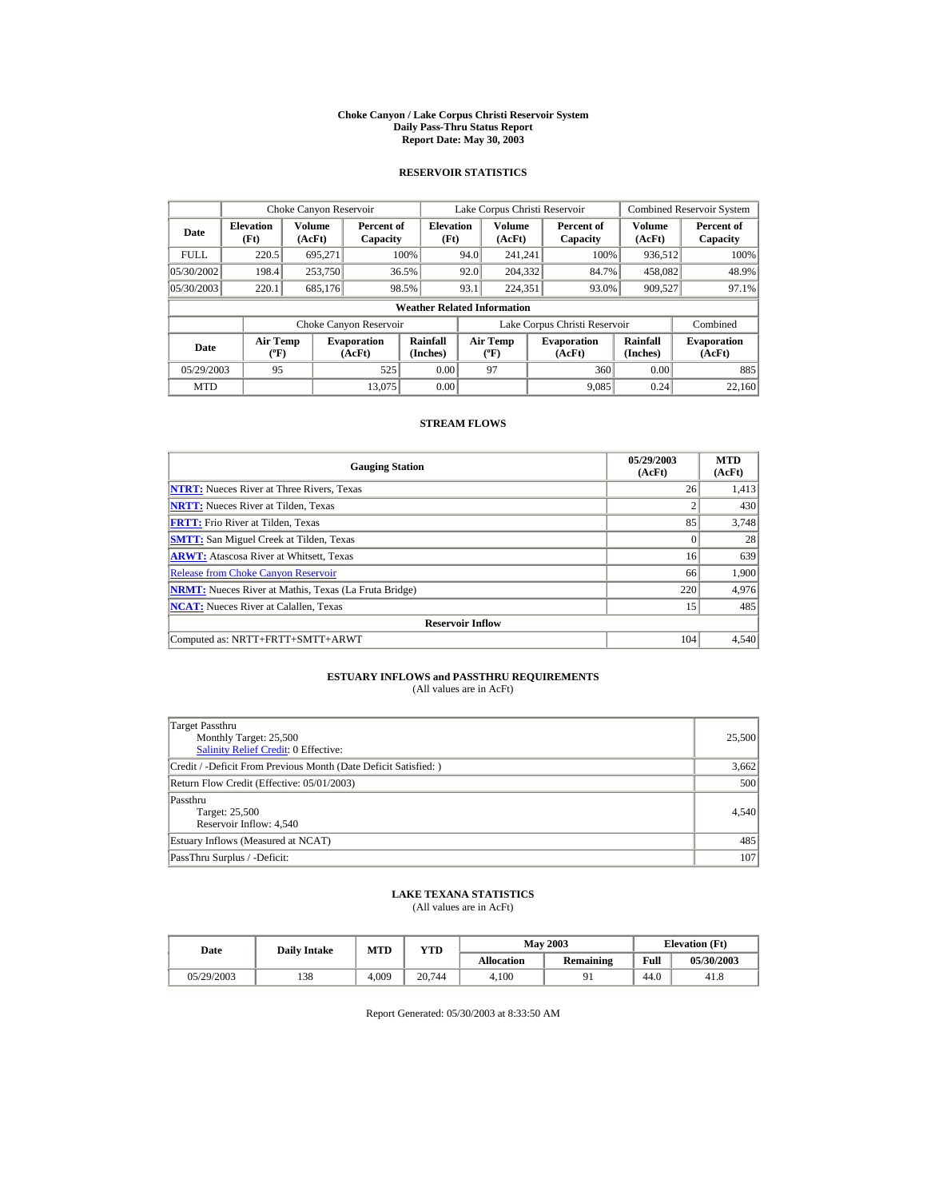# Choke Canyon / Lake Corpus Christi Reservoir System
## Daily Pass-Thru Status Report
### Report Date: May 30, 2003

## RESERVOIR STATISTICS

| | Choke Canyon Reservoir | | | Lake Corpus Christi Reservoir | | | Combined Reservoir System | |
|---|---|---|---|---|---|---|---|---|
| **Date** | **Elevation (Ft)** | **Volume (AcFt)** | **Percent of Capacity** | **Elevation (Ft)** | **Volume (AcFt)** | **Percent of Capacity** | **Volume (AcFt)** | **Percent of Capacity** |
| FULL | 220.5 | 695,271 | 100% | 94.0 | 241,241 | 100% | 936,512 | 100% |
| 05/30/2002 | 198.4 | 253,750 | 36.5% | 92.0 | 204,332 | 84.7% | 458,082 | 48.9% |
| 05/30/2003 | 220.1 | 685,176 | 98.5% | 93.1 | 224,351 | 93.0% | 909,527 | 97.1% |

**Weather Related Information**

| | Choke Canyon Reservoir | | | Lake Corpus Christi Reservoir | | | Combined |
|---|---|---|---|---|---|---|---|
| **Date** | **Air Temp (ºF)** | **Evaporation (AcFt)** | **Rainfall (Inches)** | **Air Temp (ºF)** | **Evaporation (AcFt)** | **Rainfall (Inches)** | **Evaporation (AcFt)** |
| 05/29/2003 | 95 | 525 | 0.00 | 97 | 360 | 0.00 | 885 |
| MTD | | 13,075 | 0.00 | | 9,085 | 0.24 | 22,160 |

## STREAM FLOWS

| Gauging Station | 05/29/2003 (AcFt) | MTD (AcFt) |
|---|---|---|
| **NTRT:** Nueces River at Three Rivers, Texas | 26 | 1,413 |
| **NRTT:** Nueces River at Tilden, Texas | 2 | 430 |
| **FRTT:** Frio River at Tilden, Texas | 85 | 3,748 |
| **SMTT:** San Miguel Creek at Tilden, Texas | 0 | 28 |
| **ARWT:** Atascosa River at Whitsett, Texas | 16 | 639 |
| Release from Choke Canyon Reservoir | 66 | 1,900 |
| **NRMT:** Nueces River at Mathis, Texas (La Fruta Bridge) | 220 | 4,976 |
| **NCAT:** Nueces River at Calallen, Texas | 15 | 485 |
| **Reservoir Inflow** | | |
| Computed as: NRTT+FRTT+SMTT+ARWT | 104 | 4,540 |

## ESTUARY INFLOWS and PASSTHRU REQUIREMENTS
(All values are in AcFt)

| | |
|---|---|
| Target Passthru<br>Monthly Target: 25,500<br>Salinity Relief Credit: 0 Effective: | 25,500 |
| Credit / -Deficit From Previous Month (Date Deficit Satisfied: ) | 3,662 |
| Return Flow Credit (Effective: 05/01/2003) | 500 |
| Passthru<br>Target: 25,500<br>Reservoir Inflow: 4,540 | 4,540 |
| Estuary Inflows (Measured at NCAT) | 485 |
| PassThru Surplus / -Deficit: | 107 |

## LAKE TEXANA STATISTICS
(All values are in AcFt)

| Date | Daily Intake | MTD | YTD | May 2003 | | Elevation (Ft) | |
|---|---|---|---|---|---|---|---|
| | | | | **Allocation** | **Remaining** | **Full** | **05/30/2003** |
| 05/29/2003 | 138 | 4,009 | 20,744 | 4,100 | 91 | 44.0 | 41.8 |

Report Generated: 05/30/2003 at 8:33:50 AM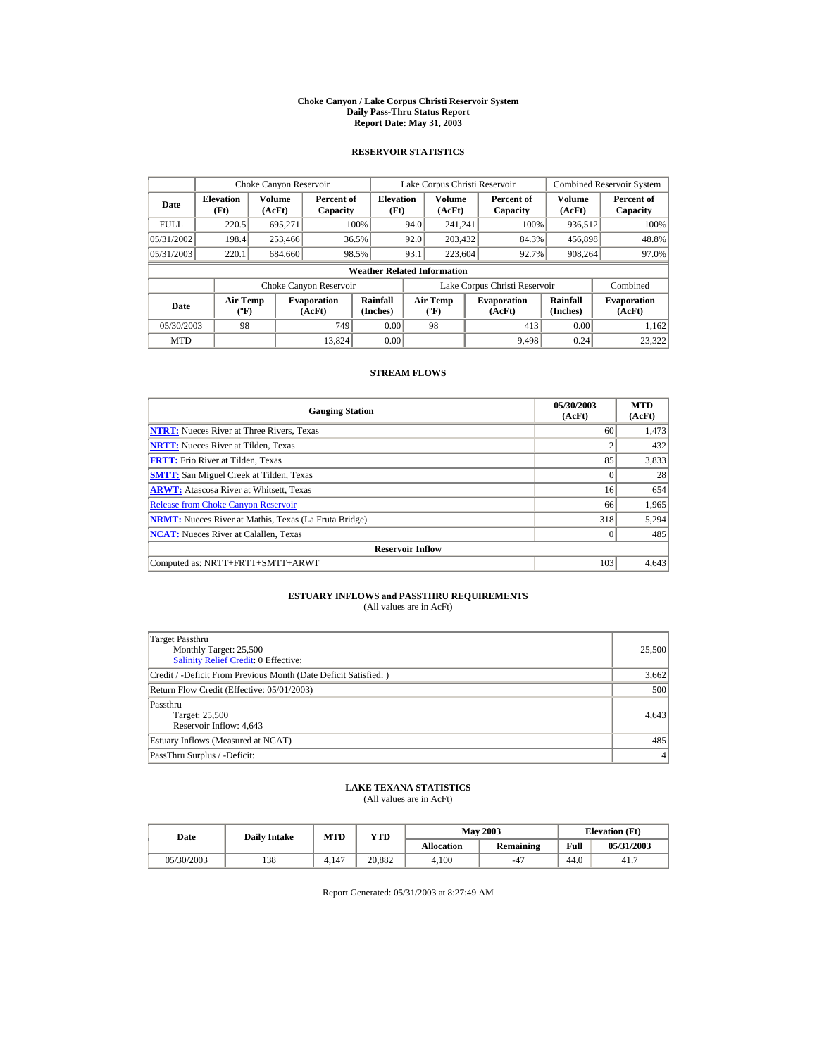# Choke Canyon / Lake Corpus Christi Reservoir System
## Daily Pass-Thru Status Report
### Report Date: May 31, 2003

## RESERVOIR STATISTICS

| | Choke Canyon Reservoir | | | Lake Corpus Christi Reservoir | | | Combined Reservoir System | |
|---|---|---|---|---|---|---|---|---|
| Date | Elevation (Ft) | Volume (AcFt) | Percent of Capacity | Elevation (Ft) | Volume (AcFt) | Percent of Capacity | Volume (AcFt) | Percent of Capacity |
| FULL | 220.5 | 695,271 | 100% | 94.0 | 241,241 | 100% | 936,512 | 100% |
| 05/31/2002 | 198.4 | 253,466 | 36.5% | 92.0 | 203,432 | 84.3% | 456,898 | 48.8% |
| 05/31/2003 | 220.1 | 684,660 | 98.5% | 93.1 | 223,604 | 92.7% | 908,264 | 97.0% |

**Weather Related Information**

| | Choke Canyon Reservoir | | | Lake Corpus Christi Reservoir | | | Combined |
|---|---|---|---|---|---|---|---|
| Date | Air Temp (ºF) | Evaporation (AcFt) | Rainfall (Inches) | Air Temp (ºF) | Evaporation (AcFt) | Rainfall (Inches) | Evaporation (AcFt) |
| 05/30/2003 | 98 | 749 | 0.00 | 98 | 413 | 0.00 | 1,162 |
| MTD | | 13,824 | 0.00 | | 9,498 | 0.24 | 23,322 |

## STREAM FLOWS

| Gauging Station | 05/30/2003 (AcFt) | MTD (AcFt) |
|---|---|---|
| **NTRT:** Nueces River at Three Rivers, Texas | 60 | 1,473 |
| **NRTT:** Nueces River at Tilden, Texas | 2 | 432 |
| **FRTT:** Frio River at Tilden, Texas | 85 | 3,833 |
| **SMTT:** San Miguel Creek at Tilden, Texas | 0 | 28 |
| **ARWT:** Atascosa River at Whitsett, Texas | 16 | 654 |
| Release from Choke Canyon Reservoir | 66 | 1,965 |
| **NRMT:** Nueces River at Mathis, Texas (La Fruta Bridge) | 318 | 5,294 |
| **NCAT:** Nueces River at Calallen, Texas | 0 | 485 |
| **Reservoir Inflow** | | |
| Computed as: NRTT+FRTT+SMTT+ARWT | 103 | 4,643 |

## ESTUARY INFLOWS and PASSTHRU REQUIREMENTS
(All values are in AcFt)

| | |
|---|---|
| Target Passthru<br>Monthly Target: 25,500<br>Salinity Relief Credit: 0 Effective: | 25,500 |
| Credit / -Deficit From Previous Month (Date Deficit Satisfied: ) | 3,662 |
| Return Flow Credit (Effective: 05/01/2003) | 500 |
| Passthru<br>Target: 25,500<br>Reservoir Inflow: 4,643 | 4,643 |
| Estuary Inflows (Measured at NCAT) | 485 |
| PassThru Surplus / -Deficit: | 4 |

## LAKE TEXANA STATISTICS
(All values are in AcFt)

| Date | Daily Intake | MTD | YTD | May 2003 | | Elevation (Ft) | |
|---|---|---|---|---|---|---|---|
| | | | | Allocation | Remaining | Full | 05/31/2003 |
| 05/30/2003 | 138 | 4,147 | 20,882 | 4,100 | -47 | 44.0 | 41.7 |

Report Generated: 05/31/2003 at 8:27:49 AM